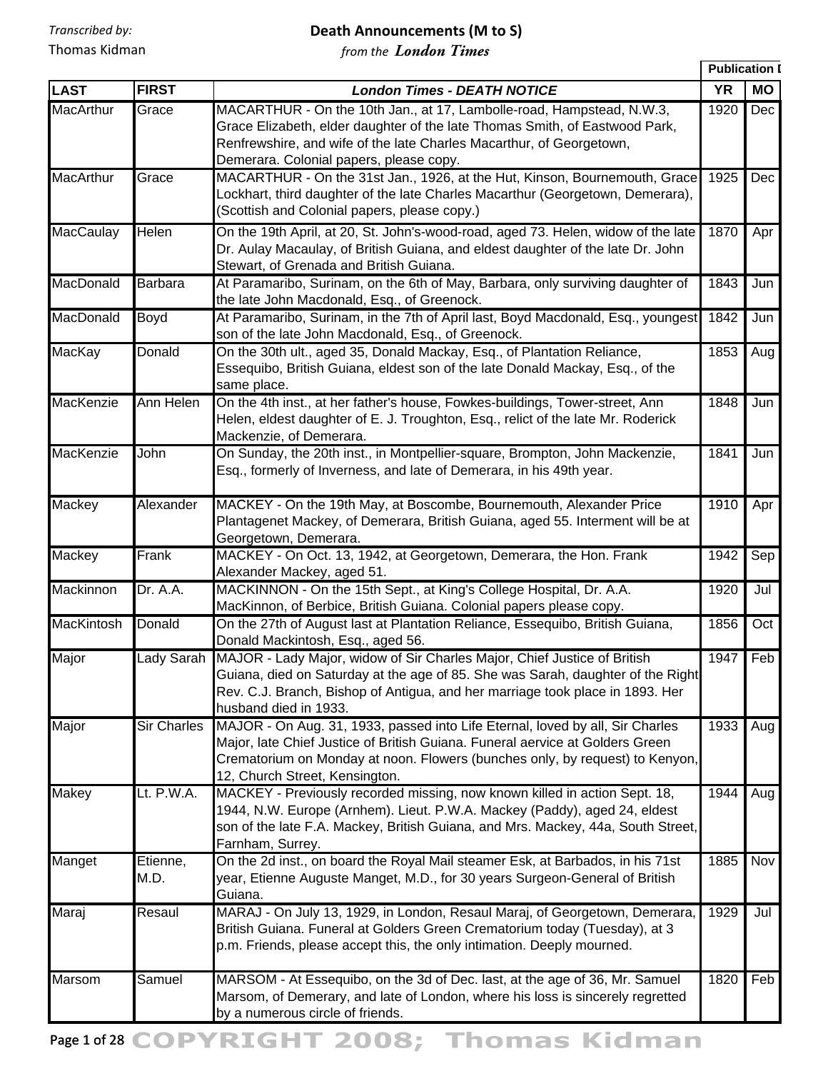Transcribed by:
Thomas Kidman

# Death Announcements (M to S)

*from the* ***London Times***

| LAST | FIRST | London Times - DEATH NOTICE | Publication D YR | MO |
|---|---|---|---|---|
| MacArthur | Grace | MACARTHUR - On the 10th Jan., at 17, Lambolle-road, Hampstead, N.W.3, Grace Elizabeth, elder daughter of the late Thomas Smith, of Eastwood Park, Renfrewshire, and wife of the late Charles Macarthur, of Georgetown, Demerara. Colonial papers, please copy. | 1920 | Dec |
| MacArthur | Grace | MACARTHUR - On the 31st Jan., 1926, at the Hut, Kinson, Bournemouth, Grace Lockhart, third daughter of the late Charles Macarthur (Georgetown, Demerara), (Scottish and Colonial papers, please copy.) | 1925 | Dec |
| MacCaulay | Helen | On the 19th April, at 20, St. John's-wood-road, aged 73. Helen, widow of the late Dr. Aulay Macaulay, of British Guiana, and eldest daughter of the late Dr. John Stewart, of Grenada and British Guiana. | 1870 | Apr |
| MacDonald | Barbara | At Paramaribo, Surinam, on the 6th of May, Barbara, only surviving daughter of the late John Macdonald, Esq., of Greenock. | 1843 | Jun |
| MacDonald | Boyd | At Paramaribo, Surinam, in the 7th of April last, Boyd Macdonald, Esq., youngest son of the late John Macdonald, Esq., of Greenock. | 1842 | Jun |
| MacKay | Donald | On the 30th ult., aged 35, Donald Mackay, Esq., of Plantation Reliance, Essequibo, British Guiana, eldest son of the late Donald Mackay, Esq., of the same place. | 1853 | Aug |
| MacKenzie | Ann Helen | On the 4th inst., at her father's house, Fowkes-buildings, Tower-street, Ann Helen, eldest daughter of E. J. Troughton, Esq., relict of the late Mr. Roderick Mackenzie, of Demerara. | 1848 | Jun |
| MacKenzie | John | On Sunday, the 20th inst., in Montpellier-square, Brompton, John Mackenzie, Esq., formerly of Inverness, and late of Demerara, in his 49th year. | 1841 | Jun |
| Mackey | Alexander | MACKEY - On the 19th May, at Boscombe, Bournemouth, Alexander Price Plantagenet Mackey, of Demerara, British Guiana, aged 55. Interment will be at Georgetown, Demerara. | 1910 | Apr |
| Mackey | Frank | MACKEY - On Oct. 13, 1942, at Georgetown, Demerara, the Hon. Frank Alexander Mackey, aged 51. | 1942 | Sep |
| Mackinnon | Dr. A.A. | MACKINNON - On the 15th Sept., at King's College Hospital, Dr. A.A. MacKinnon, of Berbice, British Guiana. Colonial papers please copy. | 1920 | Jul |
| MacKintosh | Donald | On the 27th of August last at Plantation Reliance, Essequibo, British Guiana, Donald Mackintosh, Esq., aged 56. | 1856 | Oct |
| Major | Lady Sarah | MAJOR - Lady Major, widow of Sir Charles Major, Chief Justice of British Guiana, died on Saturday at the age of 85. She was Sarah, daughter of the Right Rev. C.J. Branch, Bishop of Antigua, and her marriage took place in 1893. Her husband died in 1933. | 1947 | Feb |
| Major | Sir Charles | MAJOR - On Aug. 31, 1933, passed into Life Eternal, loved by all, Sir Charles Major, late Chief Justice of British Guiana. Funeral aervice at Golders Green Crematorium on Monday at noon. Flowers (bunches only, by request) to Kenyon, 12, Church Street, Kensington. | 1933 | Aug |
| Makey | Lt. P.W.A. | MACKEY - Previously recorded missing, now known killed in action Sept. 18, 1944, N.W. Europe (Arnhem). Lieut. P.W.A. Mackey (Paddy), aged 24, eldest son of the late F.A. Mackey, British Guiana, and Mrs. Mackey, 44a, South Street, Farnham, Surrey. | 1944 | Aug |
| Manget | Etienne, M.D. | On the 2d inst., on board the Royal Mail steamer Esk, at Barbados, in his 71st year, Etienne Auguste Manget, M.D., for 30 years Surgeon-General of British Guiana. | 1885 | Nov |
| Maraj | Resaul | MARAJ - On July 13, 1929, in London, Resaul Maraj, of Georgetown, Demerara, British Guiana. Funeral at Golders Green Crematorium today (Tuesday), at 3 p.m. Friends, please accept this, the only intimation. Deeply mourned. | 1929 | Jul |
| Marsom | Samuel | MARSOM - At Essequibo, on the 3d of Dec. last, at the age of 36, Mr. Samuel Marsom, of Demerary, and late of London, where his loss is sincerely regretted by a numerous circle of friends. | 1820 | Feb |

COPYRIGHT 2008; Thomas Kidman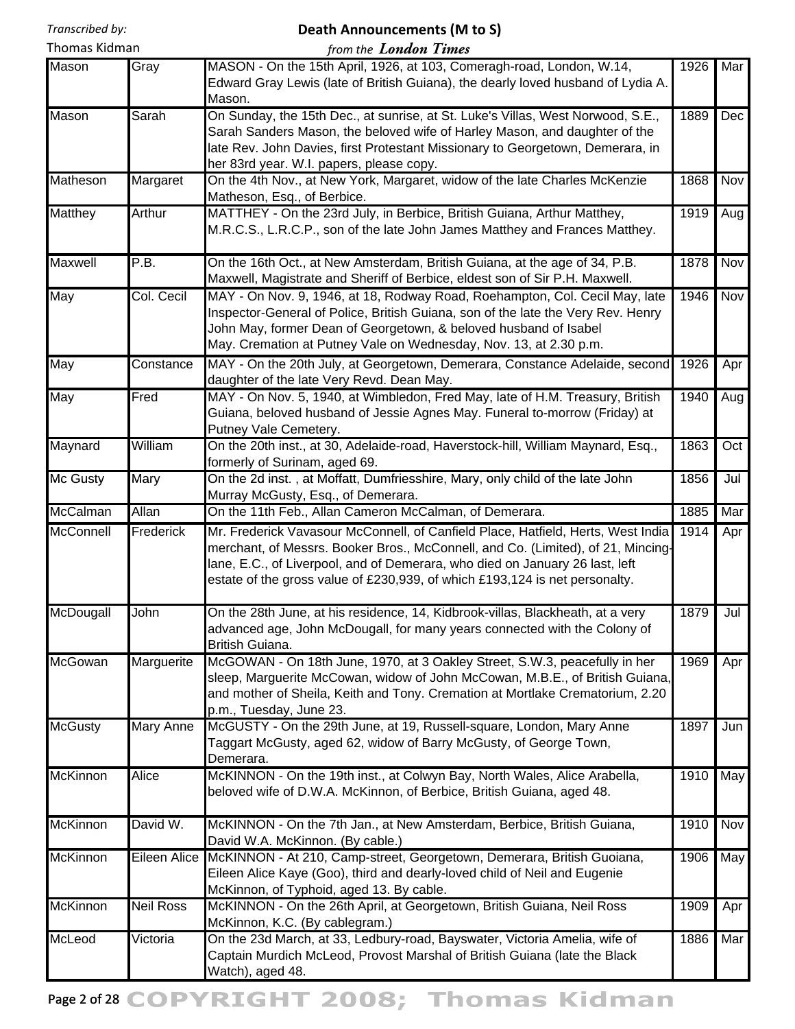Transcribed by: Thomas Kidman

# Death Announcements (M to S)

*from the **London Times***

| | | | | |
|---|---|---|---|---|
| Mason | Gray | MASON - On the 15th April, 1926, at 103, Comeragh-road, London, W.14, Edward Gray Lewis (late of British Guiana), the dearly loved husband of Lydia A. Mason. | 1926 | Mar |
| Mason | Sarah | On Sunday, the 15th Dec., at sunrise, at St. Luke's Villas, West Norwood, S.E., Sarah Sanders Mason, the beloved wife of Harley Mason, and daughter of the late Rev. John Davies, first Protestant Missionary to Georgetown, Demerara, in her 83rd year. W.I. papers, please copy. | 1889 | Dec |
| Matheson | Margaret | On the 4th Nov., at New York, Margaret, widow of the late Charles McKenzie Matheson, Esq., of Berbice. | 1868 | Nov |
| Matthey | Arthur | MATTHEY - On the 23rd July, in Berbice, British Guiana, Arthur Matthey, M.R.C.S., L.R.C.P., son of the late John James Matthey and Frances Matthey. | 1919 | Aug |
| Maxwell | P.B. | On the 16th Oct., at New Amsterdam, British Guiana, at the age of 34, P.B. Maxwell, Magistrate and Sheriff of Berbice, eldest son of Sir P.H. Maxwell. | 1878 | Nov |
| May | Col. Cecil | MAY - On Nov. 9, 1946, at 18, Rodway Road, Roehampton, Col. Cecil May, late Inspector-General of Police, British Guiana, son of the late the Very Rev. Henry John May, former Dean of Georgetown, & beloved husband of Isabel May. Cremation at Putney Vale on Wednesday, Nov. 13, at 2.30 p.m. | 1946 | Nov |
| May | Constance | MAY - On the 20th July, at Georgetown, Demerara, Constance Adelaide, second daughter of the late Very Revd. Dean May. | 1926 | Apr |
| May | Fred | MAY - On Nov. 5, 1940, at Wimbledon, Fred May, late of H.M. Treasury, British Guiana, beloved husband of Jessie Agnes May. Funeral to-morrow (Friday) at Putney Vale Cemetery. | 1940 | Aug |
| Maynard | William | On the 20th inst., at 30, Adelaide-road, Haverstock-hill, William Maynard, Esq., formerly of Surinam, aged 69. | 1863 | Oct |
| Mc Gusty | Mary | On the 2d inst. , at Moffatt, Dumfriesshire, Mary, only child of the late John Murray McGusty, Esq., of Demerara. | 1856 | Jul |
| McCalman | Allan | On the 11th Feb., Allan Cameron McCalman, of Demerara. | 1885 | Mar |
| McConnell | Frederick | Mr. Frederick Vavasour McConnell, of Canfield Place, Hatfield, Herts, West India merchant, of Messrs. Booker Bros., McConnell, and Co. (Limited), of 21, Mincing-lane, E.C., of Liverpool, and of Demerara, who died on January 26 last, left estate of the gross value of £230,939, of which £193,124 is net personalty. | 1914 | Apr |
| McDougall | John | On the 28th June, at his residence, 14, Kidbrook-villas, Blackheath, at a very advanced age, John McDougall, for many years connected with the Colony of British Guiana. | 1879 | Jul |
| McGowan | Marguerite | McGOWAN - On 18th June, 1970, at 3 Oakley Street, S.W.3, peacefully in her sleep, Marguerite McCowan, widow of John McCowan, M.B.E., of British Guiana, and mother of Sheila, Keith and Tony. Cremation at Mortlake Crematorium, 2.20 p.m., Tuesday, June 23. | 1969 | Apr |
| McGusty | Mary Anne | McGUSTY - On the 29th June, at 19, Russell-square, London, Mary Anne Taggart McGusty, aged 62, widow of Barry McGusty, of George Town, Demerara. | 1897 | Jun |
| McKinnon | Alice | McKINNON - On the 19th inst., at Colwyn Bay, North Wales, Alice Arabella, beloved wife of D.W.A. McKinnon, of Berbice, British Guiana, aged 48. | 1910 | May |
| McKinnon | David W. | McKINNON - On the 7th Jan., at New Amsterdam, Berbice, British Guiana, David W.A. McKinnon. (By cable.) | 1910 | Nov |
| McKinnon | Eileen Alice | McKINNON - At 210, Camp-street, Georgetown, Demerara, British Guoiana, Eileen Alice Kaye (Goo), third and dearly-loved child of Neil and Eugenie McKinnon, of Typhoid, aged 13. By cable. | 1906 | May |
| McKinnon | Neil Ross | McKINNON - On the 26th April, at Georgetown, British Guiana, Neil Ross McKinnon, K.C. (By cablegram.) | 1909 | Apr |
| McLeod | Victoria | On the 23d March, at 33, Ledbury-road, Bayswater, Victoria Amelia, wife of Captain Murdich McLeod, Provost Marshal of British Guiana (late the Black Watch), aged 48. | 1886 | Mar |

COPYRIGHT 2008; Thomas Kidman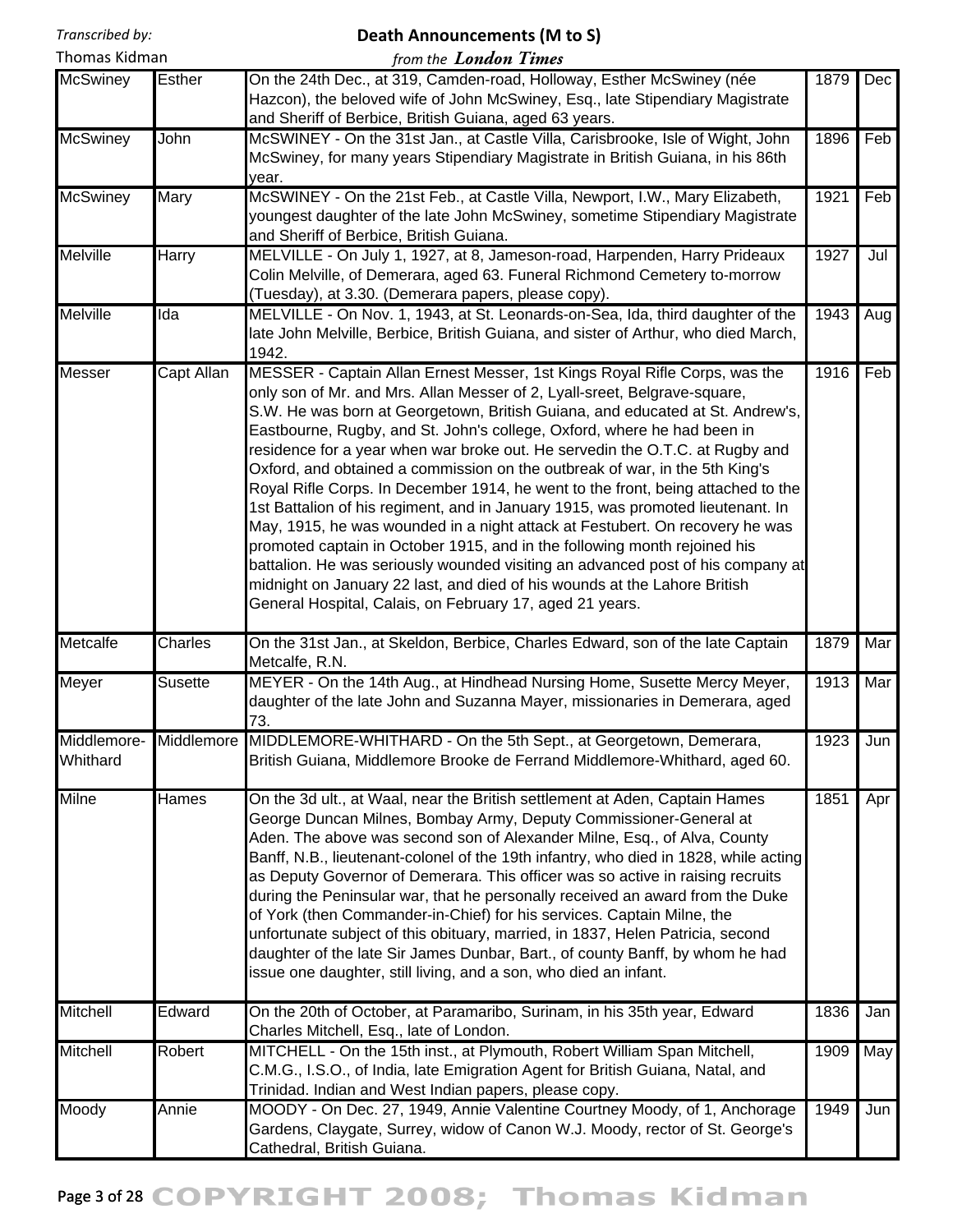Transcribed by:
Thomas Kidman

# Death Announcements (M to S)

*from the* ***London Times***

| | | | | |
|---|---|---|---|---|
| McSwiney | Esther | On the 24th Dec., at 319, Camden-road, Holloway, Esther McSwiney (née Hazcon), the beloved wife of John McSwiney, Esq., late Stipendiary Magistrate and Sheriff of Berbice, British Guiana, aged 63 years. | 1879 | Dec |
| McSwiney | John | McSWINEY - On the 31st Jan., at Castle Villa, Carisbrooke, Isle of Wight, John McSwiney, for many years Stipendiary Magistrate in British Guiana, in his 86th year. | 1896 | Feb |
| McSwiney | Mary | McSWINEY - On the 21st Feb., at Castle Villa, Newport, I.W., Mary Elizabeth, youngest daughter of the late John McSwiney, sometime Stipendiary Magistrate and Sheriff of Berbice, British Guiana. | 1921 | Feb |
| Melville | Harry | MELVILLE - On July 1, 1927, at 8, Jameson-road, Harpenden, Harry Prideaux Colin Melville, of Demerara, aged 63. Funeral Richmond Cemetery to-morrow (Tuesday), at 3.30. (Demerara papers, please copy). | 1927 | Jul |
| Melville | Ida | MELVILLE - On Nov. 1, 1943, at St. Leonards-on-Sea, Ida, third daughter of the late John Melville, Berbice, British Guiana, and sister of Arthur, who died March, 1942. | 1943 | Aug |
| Messer | Capt Allan | MESSER - Captain Allan Ernest Messer, 1st Kings Royal Rifle Corps, was the only son of Mr. and Mrs. Allan Messer of 2, Lyall-sreet, Belgrave-square, S.W. He was born at Georgetown, British Guiana, and educated at St. Andrew's, Eastbourne, Rugby, and St. John's college, Oxford, where he had been in residence for a year when war broke out. He servedin the O.T.C. at Rugby and Oxford, and obtained a commission on the outbreak of war, in the 5th King's Royal Rifle Corps. In December 1914, he went to the front, being attached to the 1st Battalion of his regiment, and in January 1915, was promoted lieutenant. In May, 1915, he was wounded in a night attack at Festubert. On recovery he was promoted captain in October 1915, and in the following month rejoined his battalion. He was seriously wounded visiting an advanced post of his company at midnight on January 22 last, and died of his wounds at the Lahore British General Hospital, Calais, on February 17, aged 21 years. | 1916 | Feb |
| Metcalfe | Charles | On the 31st Jan., at Skeldon, Berbice, Charles Edward, son of the late Captain Metcalfe, R.N. | 1879 | Mar |
| Meyer | Susette | MEYER - On the 14th Aug., at Hindhead Nursing Home, Susette Mercy Meyer, daughter of the late John and Suzanna Mayer, missionaries in Demerara, aged 73. | 1913 | Mar |
| Middlemore-Whithard | Middlemore | MIDDLEMORE-WHITHARD - On the 5th Sept., at Georgetown, Demerara, British Guiana, Middlemore Brooke de Ferrand Middlemore-Whithard, aged 60. | 1923 | Jun |
| Milne | Hames | On the 3d ult., at Waal, near the British settlement at Aden, Captain Hames George Duncan Milnes, Bombay Army, Deputy Commissioner-General at Aden. The above was second son of Alexander Milne, Esq., of Alva, County Banff, N.B., lieutenant-colonel of the 19th infantry, who died in 1828, while acting as Deputy Governor of Demerara. This officer was so active in raising recruits during the Peninsular war, that he personally received an award from the Duke of York (then Commander-in-Chief) for his services. Captain Milne, the unfortunate subject of this obituary, married, in 1837, Helen Patricia, second daughter of the late Sir James Dunbar, Bart., of county Banff, by whom he had issue one daughter, still living, and a son, who died an infant. | 1851 | Apr |
| Mitchell | Edward | On the 20th of October, at Paramaribo, Surinam, in his 35th year, Edward Charles Mitchell, Esq., late of London. | 1836 | Jan |
| Mitchell | Robert | MITCHELL - On the 15th inst., at Plymouth, Robert William Span Mitchell, C.M.G., I.S.O., of India, late Emigration Agent for British Guiana, Natal, and Trinidad. Indian and West Indian papers, please copy. | 1909 | May |
| Moody | Annie | MOODY - On Dec. 27, 1949, Annie Valentine Courtney Moody, of 1, Anchorage Gardens, Claygate, Surrey, widow of Canon W.J. Moody, rector of St. George's Cathedral, British Guiana. | 1949 | Jun |

COPYRIGHT 2008; Thomas Kidman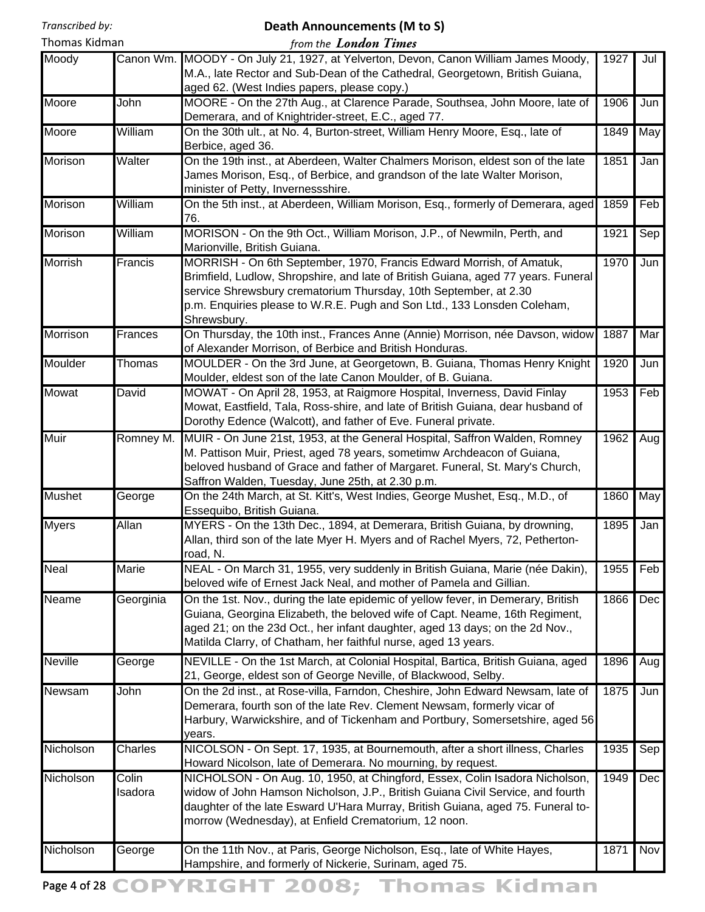| Moody | Canon Wm. | MOODY - On July 21, 1927, at Yelverton, Devon, Canon William James Moody, M.A., late Rector and Sub-Dean of the Cathedral, Georgetown, British Guiana, aged 62. (West Indies papers, please copy.) | 1927 | Jul |
|---|---|---|---|---|
| Moore | John | MOORE - On the 27th Aug., at Clarence Parade, Southsea, John Moore, late of Demerara, and of Knightrider-street, E.C., aged 77. | 1906 | Jun |
| Moore | William | On the 30th ult., at No. 4, Burton-street, William Henry Moore, Esq., late of Berbice, aged 36. | 1849 | May |
| Morison | Walter | On the 19th inst., at Aberdeen, Walter Chalmers Morison, eldest son of the late James Morison, Esq., of Berbice, and grandson of the late Walter Morison, minister of Petty, Invernessshire. | 1851 | Jan |
| Morison | William | On the 5th inst., at Aberdeen, William Morison, Esq., formerly of Demerara, aged 76. | 1859 | Feb |
| Morison | William | MORISON - On the 9th Oct., William Morison, J.P., of Newmiln, Perth, and Marionville, British Guiana. | 1921 | Sep |
| Morrish | Francis | MORRISH - On 6th September, 1970, Francis Edward Morrish, of Amatuk, Brimfield, Ludlow, Shropshire, and late of British Guiana, aged 77 years. Funeral service Shrewsbury crematorium Thursday, 10th September, at 2.30 p.m. Enquiries please to W.R.E. Pugh and Son Ltd., 133 Lonsden Coleham, Shrewsbury. | 1970 | Jun |
| Morrison | Frances | On Thursday, the 10th inst., Frances Anne (Annie) Morrison, née Davson, widow of Alexander Morrison, of Berbice and British Honduras. | 1887 | Mar |
| Moulder | Thomas | MOULDER - On the 3rd June, at Georgetown, B. Guiana, Thomas Henry Knight Moulder, eldest son of the late Canon Moulder, of B. Guiana. | 1920 | Jun |
| Mowat | David | MOWAT - On April 28, 1953, at Raigmore Hospital, Inverness, David Finlay Mowat, Eastfield, Tala, Ross-shire, and late of British Guiana, dear husband of Dorothy Edence (Walcott), and father of Eve. Funeral private. | 1953 | Feb |
| Muir | Romney M. | MUIR - On June 21st, 1953, at the General Hospital, Saffron Walden, Romney M. Pattison Muir, Priest, aged 78 years, sometimw Archdeacon of Guiana, beloved husband of Grace and father of Margaret. Funeral, St. Mary's Church, Saffron Walden, Tuesday, June 25th, at 2.30 p.m. | 1962 | Aug |
| Mushet | George | On the 24th March, at St. Kitt's, West Indies, George Mushet, Esq., M.D., of Essequibo, British Guiana. | 1860 | May |
| Myers | Allan | MYERS - On the 13th Dec., 1894, at Demerara, British Guiana, by drowning, Allan, third son of the late Myer H. Myers and of Rachel Myers, 72, Petherton-road, N. | 1895 | Jan |
| Neal | Marie | NEAL - On March 31, 1955, very suddenly in British Guiana, Marie (née Dakin), beloved wife of Ernest Jack Neal, and mother of Pamela and Gillian. | 1955 | Feb |
| Neame | Georginia | On the 1st. Nov., during the late epidemic of yellow fever, in Demerary, British Guiana, Georgina Elizabeth, the beloved wife of Capt. Neame, 16th Regiment, aged 21; on the 23d Oct., her infant daughter, aged 13 days; on the 2d Nov., Matilda Clarry, of Chatham, her faithful nurse, aged 13 years. | 1866 | Dec |
| Neville | George | NEVILLE - On the 1st March, at Colonial Hospital, Bartica, British Guiana, aged 21, George, eldest son of George Neville, of Blackwood, Selby. | 1896 | Aug |
| Newsam | John | On the 2d inst., at Rose-villa, Farndon, Cheshire, John Edward Newsam, late of Demerara, fourth son of the late Rev. Clement Newsam, formerly vicar of Harbury, Warwickshire, and of Tickenham and Portbury, Somersetshire, aged 56 years. | 1875 | Jun |
| Nicholson | Charles | NICOLSON - On Sept. 17, 1935, at Bournemouth, after a short illness, Charles Howard Nicolson, late of Demerara. No mourning, by request. | 1935 | Sep |
| Nicholson | Colin Isadora | NICHOLSON - On Aug. 10, 1950, at Chingford, Essex, Colin Isadora Nicholson, widow of John Hamson Nicholson, J.P., British Guiana Civil Service, and fourth daughter of the late Esward U'Hara Murray, British Guiana, aged 75. Funeral to-morrow (Wednesday), at Enfield Crematorium, 12 noon. | 1949 | Dec |
| Nicholson | George | On the 11th Nov., at Paris, George Nicholson, Esq., late of White Hayes, Hampshire, and formerly of Nickerie, Surinam, aged 75. | 1871 | Nov |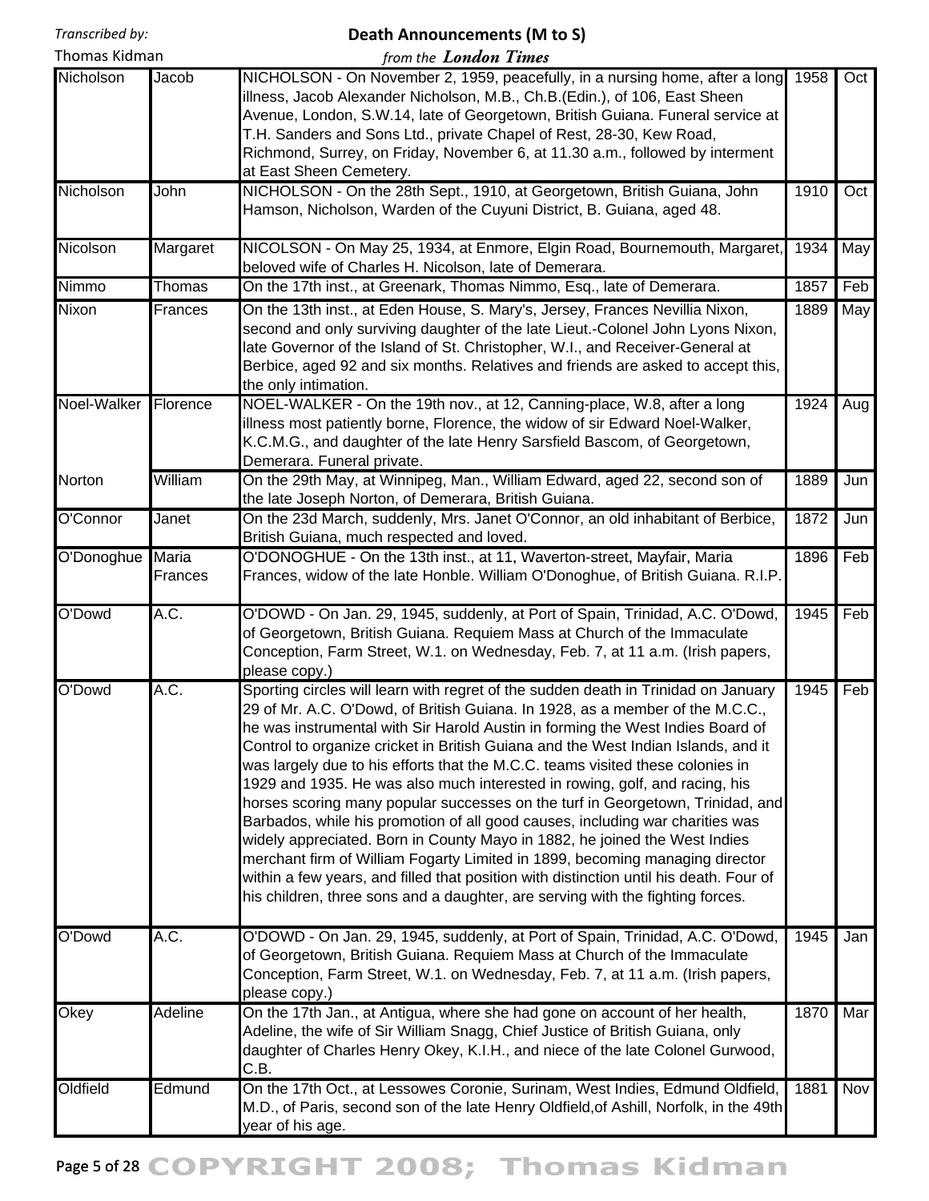| | | | | |
|---|---|---|---|---|
| Nicholson | Jacob | NICHOLSON - On November 2, 1959, peacefully, in a nursing home, after a long illness, Jacob Alexander Nicholson, M.B., Ch.B.(Edin.), of 106, East Sheen Avenue, London, S.W.14, late of Georgetown, British Guiana. Funeral service at T.H. Sanders and Sons Ltd., private Chapel of Rest, 28-30, Kew Road, Richmond, Surrey, on Friday, November 6, at 11.30 a.m., followed by interment at East Sheen Cemetery. | 1958 | Oct |
| Nicholson | John | NICHOLSON - On the 28th Sept., 1910, at Georgetown, British Guiana, John Hamson, Nicholson, Warden of the Cuyuni District, B. Guiana, aged 48. | 1910 | Oct |
| Nicolson | Margaret | NICOLSON - On May 25, 1934, at Enmore, Elgin Road, Bournemouth, Margaret, beloved wife of Charles H. Nicolson, late of Demerara. | 1934 | May |
| Nimmo | Thomas | On the 17th inst., at Greenark, Thomas Nimmo, Esq., late of Demerara. | 1857 | Feb |
| Nixon | Frances | On the 13th inst., at Eden House, S. Mary's, Jersey, Frances Nevillia Nixon, second and only surviving daughter of the late Lieut.-Colonel John Lyons Nixon, late Governor of the Island of St. Christopher, W.I., and Receiver-General at Berbice, aged 92 and six months. Relatives and friends are asked to accept this, the only intimation. | 1889 | May |
| Noel-Walker | Florence | NOEL-WALKER - On the 19th nov., at 12, Canning-place, W.8, after a long illness most patiently borne, Florence, the widow of sir Edward Noel-Walker, K.C.M.G., and daughter of the late Henry Sarsfield Bascom, of Georgetown, Demerara. Funeral private. | 1924 | Aug |
| Norton | William | On the 29th May, at Winnipeg, Man., William Edward, aged 22, second son of the late Joseph Norton, of Demerara, British Guiana. | 1889 | Jun |
| O'Connor | Janet | On the 23d March, suddenly, Mrs. Janet O'Connor, an old inhabitant of Berbice, British Guiana, much respected and loved. | 1872 | Jun |
| O'Donoghue | Maria Frances | O'DONOGHUE - On the 13th inst., at 11, Waverton-street, Mayfair, Maria Frances, widow of the late Honble. William O'Donoghue, of British Guiana. R.I.P. | 1896 | Feb |
| O'Dowd | A.C. | O'DOWD - On Jan. 29, 1945, suddenly, at Port of Spain, Trinidad, A.C. O'Dowd, of Georgetown, British Guiana. Requiem Mass at Church of the Immaculate Conception, Farm Street, W.1. on Wednesday, Feb. 7, at 11 a.m. (Irish papers, please copy.) | 1945 | Feb |
| O'Dowd | A.C. | Sporting circles will learn with regret of the sudden death in Trinidad on January 29 of Mr. A.C. O'Dowd, of British Guiana. In 1928, as a member of the M.C.C., he was instrumental with Sir Harold Austin in forming the West Indies Board of Control to organize cricket in British Guiana and the West Indian Islands, and it was largely due to his efforts that the M.C.C. teams visited these colonies in 1929 and 1935. He was also much interested in rowing, golf, and racing, his horses scoring many popular successes on the turf in Georgetown, Trinidad, and Barbados, while his promotion of all good causes, including war charities was widely appreciated. Born in County Mayo in 1882, he joined the West Indies merchant firm of William Fogarty Limited in 1899, becoming managing director within a few years, and filled that position with distinction until his death. Four of his children, three sons and a daughter, are serving with the fighting forces. | 1945 | Feb |
| O'Dowd | A.C. | O'DOWD - On Jan. 29, 1945, suddenly, at Port of Spain, Trinidad, A.C. O'Dowd, of Georgetown, British Guiana. Requiem Mass at Church of the Immaculate Conception, Farm Street, W.1. on Wednesday, Feb. 7, at 11 a.m. (Irish papers, please copy.) | 1945 | Jan |
| Okey | Adeline | On the 17th Jan., at Antigua, where she had gone on account of her health, Adeline, the wife of Sir William Snagg, Chief Justice of British Guiana, only daughter of Charles Henry Okey, K.I.H., and niece of the late Colonel Gurwood, C.B. | 1870 | Mar |
| Oldfield | Edmund | On the 17th Oct., at Lessowes Coronie, Surinam, West Indies, Edmund Oldfield, M.D., of Paris, second son of the late Henry Oldfield,of Ashill, Norfolk, in the 49th year of his age. | 1881 | Nov |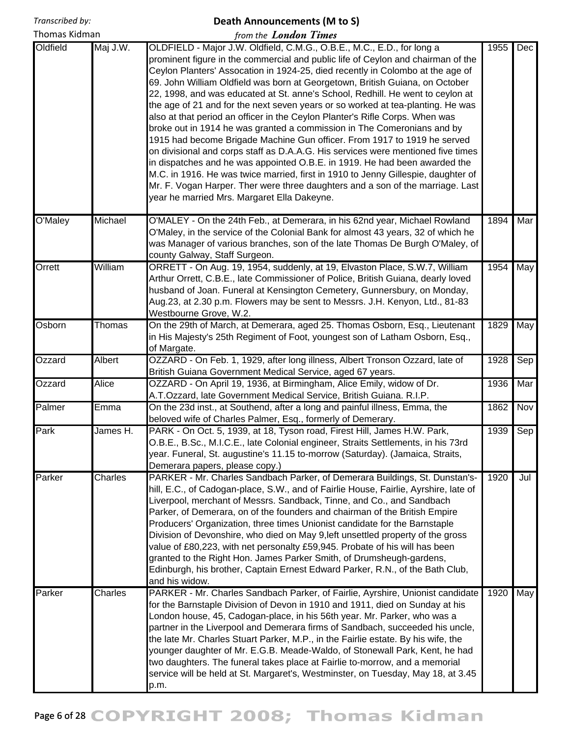| Oldfield | Maj J.W. | OLDFIELD - Major J.W. Oldfield, C.M.G., O.B.E., M.C., E.D., for long a prominent figure in the commercial and public life of Ceylon and chairman of the Ceylon Planters' Assocation in 1924-25, died recently in Colombo at the age of 69. John William Oldfield was born at Georgetown, British Guiana, on October 22, 1998, and was educated at St. anne's School, Redhill. He went to ceylon at the age of 21 and for the next seven years or so worked at tea-planting. He was also at that period an officer in the Ceylon Planter's Rifle Corps. When was broke out in 1914 he was granted a commission in The Comeronians and by 1915 had become Brigade Machine Gun officer. From 1917 to 1919 he served on divisional and corps staff as D.A.A.G. His services were mentioned five times in dispatches and he was appointed O.B.E. in 1919. He had been awarded the M.C. in 1916. He was twice married, first in 1910 to Jenny Gillespie, daughter of Mr. F. Vogan Harper. Ther were three daughters and a son of the marriage. Last year he married Mrs. Margaret Ella Dakeyne. | 1955 | Dec |
|---|---|---|---|---|
| O'Maley | Michael | O'MALEY - On the 24th Feb., at Demerara, in his 62nd year, Michael Rowland O'Maley, in the service of the Colonial Bank for almost 43 years, 32 of which he was Manager of various branches, son of the late Thomas De Burgh O'Maley, of county Galway, Staff Surgeon. | 1894 | Mar |
| Orrett | William | ORRETT - On Aug. 19, 1954, suddenly, at 19, Elvaston Place, S.W.7, William Arthur Orrett, C.B.E., late Commissioner of Police, British Guiana, dearly loved husband of Joan. Funeral at Kensington Cemetery, Gunnersbury, on Monday, Aug.23, at 2.30 p.m. Flowers may be sent to Messrs. J.H. Kenyon, Ltd., 81-83 Westbourne Grove, W.2. | 1954 | May |
| Osborn | Thomas | On the 29th of March, at Demerara, aged 25. Thomas Osborn, Esq., Lieutenant in His Majesty's 25th Regiment of Foot, youngest son of Latham Osborn, Esq., of Margate. | 1829 | May |
| Ozzard | Albert | OZZARD - On Feb. 1, 1929, after long illness, Albert Tronson Ozzard, late of British Guiana Government Medical Service, aged 67 years. | 1928 | Sep |
| Ozzard | Alice | OZZARD - On April 19, 1936, at Birmingham, Alice Emily, widow of Dr. A.T.Ozzard, late Government Medical Service, British Guiana. R.I.P. | 1936 | Mar |
| Palmer | Emma | On the 23d inst., at Southend, after a long and painful illness, Emma, the beloved wife of Charles Palmer, Esq., formerly of Demerary. | 1862 | Nov |
| Park | James H. | PARK - On Oct. 5, 1939, at 18, Tyson road, Firest Hill, James H.W. Park, O.B.E., B.Sc., M.I.C.E., late Colonial engineer, Straits Settlements, in his 73rd year. Funeral, St. augustine's 11.15 to-morrow (Saturday). (Jamaica, Straits, Demerara papers, please copy.) | 1939 | Sep |
| Parker | Charles | PARKER - Mr. Charles Sandbach Parker, of Demerara Buildings, St. Dunstan's-hill, E.C., of Cadogan-place, S.W., and of Fairlie House, Fairlie, Ayrshire, late of Liverpool, merchant of Messrs. Sandback, Tinne, and Co., and Sandbach Parker, of Demerara, on of the founders and chairman of the British Empire Producers' Organization, three times Unionist candidate for the Barnstaple Division of Devonshire, who died on May 9,left unsettled property of the gross value of £80,223, with net personalty £59,945. Probate of his will has been granted to the Right Hon. James Parker Smith, of Drumsheugh-gardens, Edinburgh, his brother, Captain Ernest Edward Parker, R.N., of the Bath Club, and his widow. | 1920 | Jul |
| Parker | Charles | PARKER - Mr. Charles Sandbach Parker, of Fairlie, Ayrshire, Unionist candidate for the Barnstaple Division of Devon in 1910 and 1911, died on Sunday at his London house, 45, Cadogan-place, in his 56th year. Mr. Parker, who was a partner in the Liverpool and Demerara firms of Sandbach, succeeded his uncle, the late Mr. Charles Stuart Parker, M.P., in the Fairlie estate. By his wife, the younger daughter of Mr. E.G.B. Meade-Waldo, of Stonewall Park, Kent, he had two daughters. The funeral takes place at Fairlie to-morrow, and a memorial service will be held at St. Margaret's, Westminster, on Tuesday, May 18, at 3.45 p.m. | 1920 | May |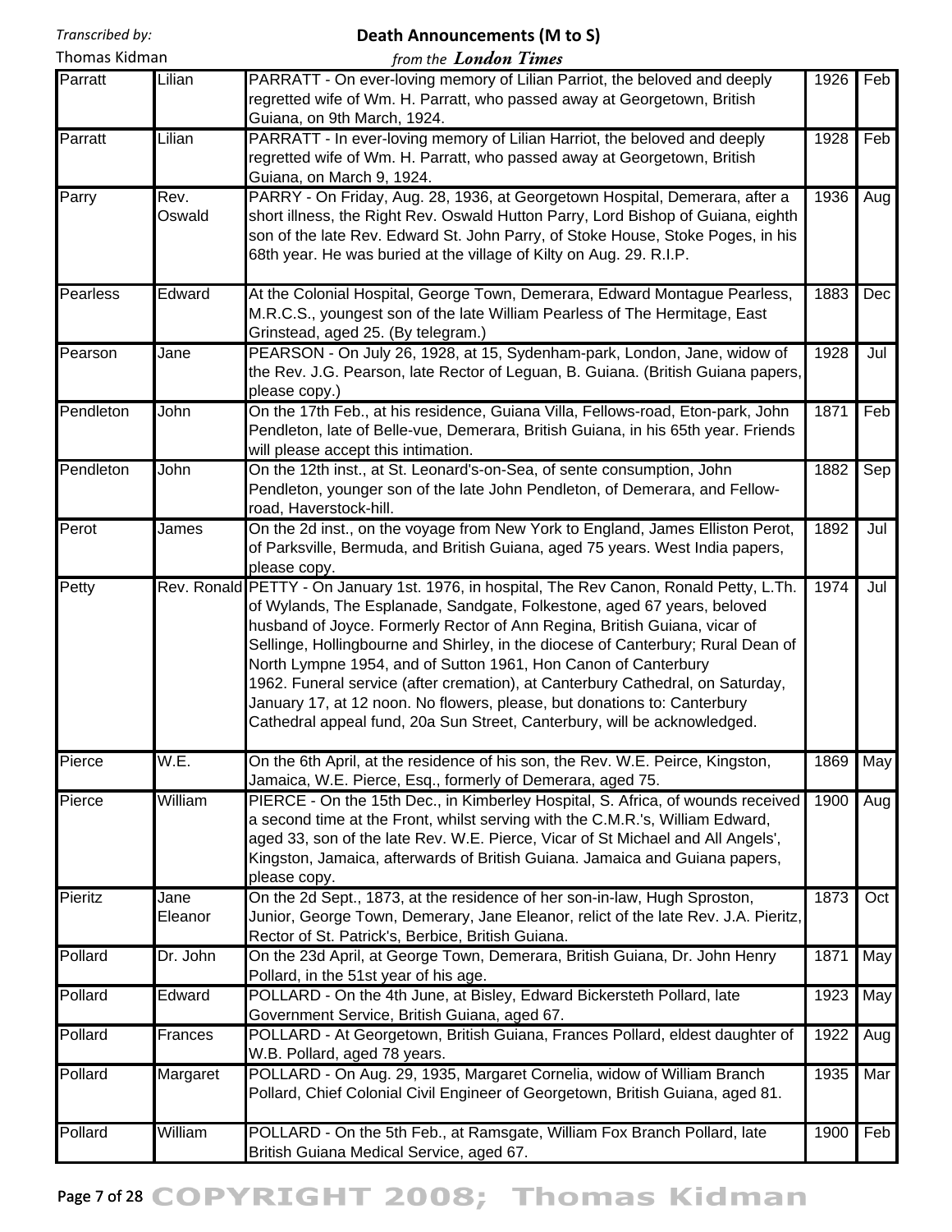| Parratt | Lilian | PARRATT - On ever-loving memory of Lilian Parriot, the beloved and deeply regretted wife of Wm. H. Parratt, who passed away at Georgetown, British Guiana, on 9th March, 1924. | 1926 | Feb |
|---|---|---|---|---|
| Parratt | Lilian | PARRATT - In ever-loving memory of Lilian Harriot, the beloved and deeply regretted wife of Wm. H. Parratt, who passed away at Georgetown, British Guiana, on March 9, 1924. | 1928 | Feb |
| Parry | Rev. Oswald | PARRY - On Friday, Aug. 28, 1936, at Georgetown Hospital, Demerara, after a short illness, the Right Rev. Oswald Hutton Parry, Lord Bishop of Guiana, eighth son of the late Rev. Edward St. John Parry, of Stoke House, Stoke Poges, in his 68th year. He was buried at the village of Kilty on Aug. 29. R.I.P. | 1936 | Aug |
| Pearless | Edward | At the Colonial Hospital, George Town, Demerara, Edward Montague Pearless, M.R.C.S., youngest son of the late William Pearless of The Hermitage, East Grinstead, aged 25. (By telegram.) | 1883 | Dec |
| Pearson | Jane | PEARSON - On July 26, 1928, at 15, Sydenham-park, London, Jane, widow of the Rev. J.G. Pearson, late Rector of Leguan, B. Guiana. (British Guiana papers, please copy.) | 1928 | Jul |
| Pendleton | John | On the 17th Feb., at his residence, Guiana Villa, Fellows-road, Eton-park, John Pendleton, late of Belle-vue, Demerara, British Guiana, in his 65th year. Friends will please accept this intimation. | 1871 | Feb |
| Pendleton | John | On the 12th inst., at St. Leonard's-on-Sea, of sente consumption, John Pendleton, younger son of the late John Pendleton, of Demerara, and Fellow-road, Haverstock-hill. | 1882 | Sep |
| Perot | James | On the 2d inst., on the voyage from New York to England, James Elliston Perot, of Parksville, Bermuda, and British Guiana, aged 75 years. West India papers, please copy. | 1892 | Jul |
| Petty | Rev. Ronald | PETTY - On January 1st. 1976, in hospital, The Rev Canon, Ronald Petty, L.Th. of Wylands, The Esplanade, Sandgate, Folkestone, aged 67 years, beloved husband of Joyce. Formerly Rector of Ann Regina, British Guiana, vicar of Sellinge, Hollingbourne and Shirley, in the diocese of Canterbury; Rural Dean of North Lympne 1954, and of Sutton 1961, Hon Canon of Canterbury 1962. Funeral service (after cremation), at Canterbury Cathedral, on Saturday, January 17, at 12 noon. No flowers, please, but donations to: Canterbury Cathedral appeal fund, 20a Sun Street, Canterbury, will be acknowledged. | 1974 | Jul |
| Pierce | W.E. | On the 6th April, at the residence of his son, the Rev. W.E. Peirce, Kingston, Jamaica, W.E. Pierce, Esq., formerly of Demerara, aged 75. | 1869 | May |
| Pierce | William | PIERCE - On the 15th Dec., in Kimberley Hospital, S. Africa, of wounds received a second time at the Front, whilst serving with the C.M.R.'s, William Edward, aged 33, son of the late Rev. W.E. Pierce, Vicar of St Michael and All Angels', Kingston, Jamaica, afterwards of British Guiana. Jamaica and Guiana papers, please copy. | 1900 | Aug |
| Pieritz | Jane Eleanor | On the 2d Sept., 1873, at the residence of her son-in-law, Hugh Sproston, Junior, George Town, Demerary, Jane Eleanor, relict of the late Rev. J.A. Pieritz, Rector of St. Patrick's, Berbice, British Guiana. | 1873 | Oct |
| Pollard | Dr. John | On the 23d April, at George Town, Demerara, British Guiana, Dr. John Henry Pollard, in the 51st year of his age. | 1871 | May |
| Pollard | Edward | POLLARD - On the 4th June, at Bisley, Edward Bickersteth Pollard, late Government Service, British Guiana, aged 67. | 1923 | May |
| Pollard | Frances | POLLARD - At Georgetown, British Guiana, Frances Pollard, eldest daughter of W.B. Pollard, aged 78 years. | 1922 | Aug |
| Pollard | Margaret | POLLARD - On Aug. 29, 1935, Margaret Cornelia, widow of William Branch Pollard, Chief Colonial Civil Engineer of Georgetown, British Guiana, aged 81. | 1935 | Mar |
| Pollard | William | POLLARD - On the 5th Feb., at Ramsgate, William Fox Branch Pollard, late British Guiana Medical Service, aged 67. | 1900 | Feb |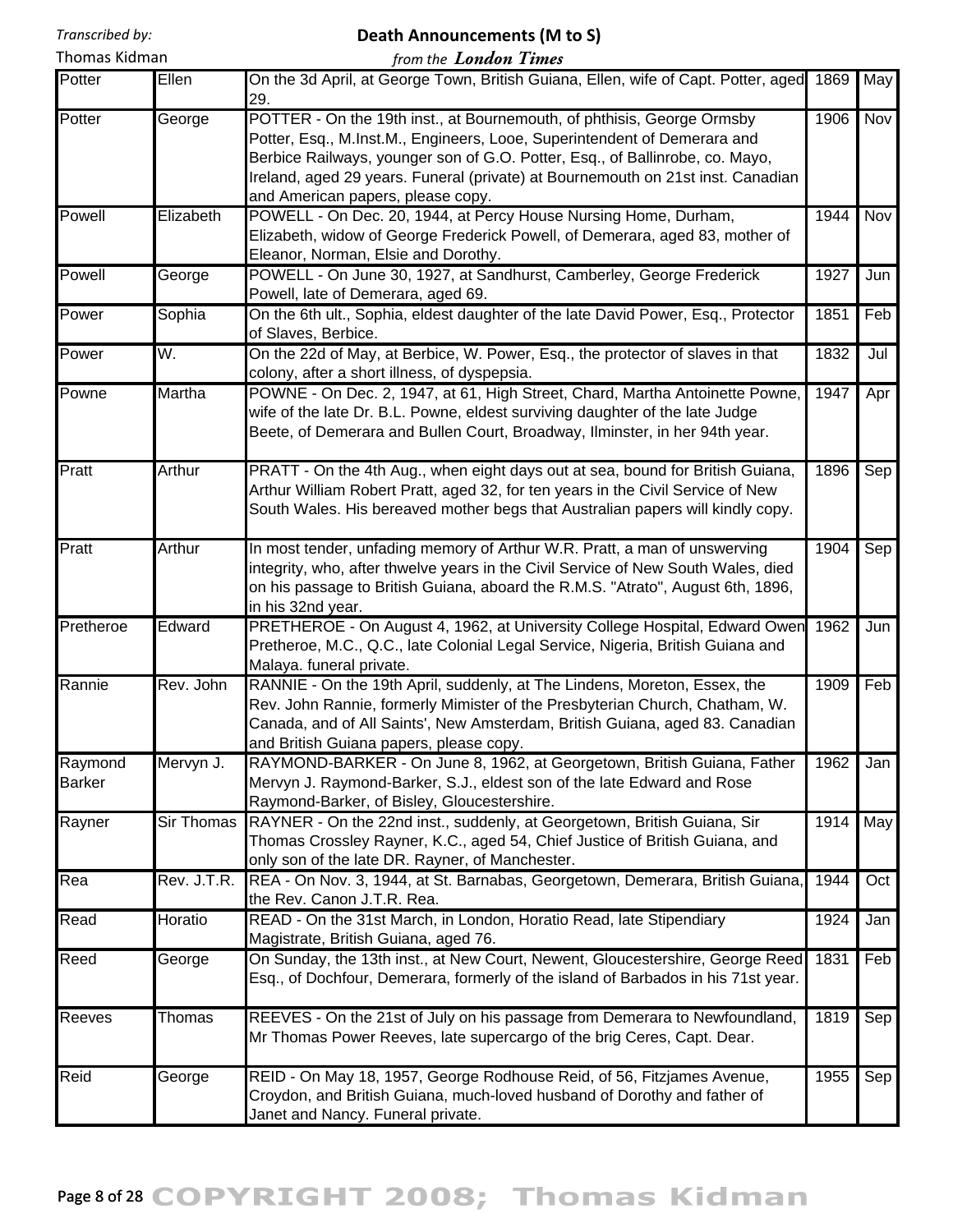Transcribed by:
Thomas Kidman

# Death Announcements (M to S)

*from the* ***London Times***

| | | | | |
|---|---|---|---|---|
| Potter | Ellen | On the 3d April, at George Town, British Guiana, Ellen, wife of Capt. Potter, aged 29. | 1869 | May |
| Potter | George | POTTER - On the 19th inst., at Bournemouth, of phthisis, George Ormsby Potter, Esq., M.Inst.M., Engineers, Looe, Superintendent of Demerara and Berbice Railways, younger son of G.O. Potter, Esq., of Ballinrobe, co. Mayo, Ireland, aged 29 years. Funeral (private) at Bournemouth on 21st inst. Canadian and American papers, please copy. | 1906 | Nov |
| Powell | Elizabeth | POWELL - On Dec. 20, 1944, at Percy House Nursing Home, Durham, Elizabeth, widow of George Frederick Powell, of Demerara, aged 83, mother of Eleanor, Norman, Elsie and Dorothy. | 1944 | Nov |
| Powell | George | POWELL - On June 30, 1927, at Sandhurst, Camberley, George Frederick Powell, late of Demerara, aged 69. | 1927 | Jun |
| Power | Sophia | On the 6th ult., Sophia, eldest daughter of the late David Power, Esq., Protector of Slaves, Berbice. | 1851 | Feb |
| Power | W. | On the 22d of May, at Berbice, W. Power, Esq., the protector of slaves in that colony, after a short illness, of dyspepsia. | 1832 | Jul |
| Powne | Martha | POWNE - On Dec. 2, 1947, at 61, High Street, Chard, Martha Antoinette Powne, wife of the late Dr. B.L. Powne, eldest surviving daughter of the late Judge Beete, of Demerara and Bullen Court, Broadway, Ilminster, in her 94th year. | 1947 | Apr |
| Pratt | Arthur | PRATT - On the 4th Aug., when eight days out at sea, bound for British Guiana, Arthur William Robert Pratt, aged 32, for ten years in the Civil Service of New South Wales. His bereaved mother begs that Australian papers will kindly copy. | 1896 | Sep |
| Pratt | Arthur | In most tender, unfading memory of Arthur W.R. Pratt, a man of unswerving integrity, who, after thwelve years in the Civil Service of New South Wales, died on his passage to British Guiana, aboard the R.M.S. "Atrato", August 6th, 1896, in his 32nd year. | 1904 | Sep |
| Pretheroe | Edward | PRETHEROE - On August 4, 1962, at University College Hospital, Edward Owen Pretheroe, M.C., Q.C., late Colonial Legal Service, Nigeria, British Guiana and Malaya. funeral private. | 1962 | Jun |
| Rannie | Rev. John | RANNIE - On the 19th April, suddenly, at The Lindens, Moreton, Essex, the Rev. John Rannie, formerly Mimister of the Presbyterian Church, Chatham, W. Canada, and of All Saints', New Amsterdam, British Guiana, aged 83. Canadian and British Guiana papers, please copy. | 1909 | Feb |
| Raymond Barker | Mervyn J. | RAYMOND-BARKER - On June 8, 1962, at Georgetown, British Guiana, Father Mervyn J. Raymond-Barker, S.J., eldest son of the late Edward and Rose Raymond-Barker, of Bisley, Gloucestershire. | 1962 | Jan |
| Rayner | Sir Thomas | RAYNER - On the 22nd inst., suddenly, at Georgetown, British Guiana, Sir Thomas Crossley Rayner, K.C., aged 54, Chief Justice of British Guiana, and only son of the late DR. Rayner, of Manchester. | 1914 | May |
| Rea | Rev. J.T.R. | REA - On Nov. 3, 1944, at St. Barnabas, Georgetown, Demerara, British Guiana, the Rev. Canon J.T.R. Rea. | 1944 | Oct |
| Read | Horatio | READ - On the 31st March, in London, Horatio Read, late Stipendiary Magistrate, British Guiana, aged 76. | 1924 | Jan |
| Reed | George | On Sunday, the 13th inst., at New Court, Newent, Gloucestershire, George Reed Esq., of Dochfour, Demerara, formerly of the island of Barbados in his 71st year. | 1831 | Feb |
| Reeves | Thomas | REEVES - On the 21st of July on his passage from Demerara to Newfoundland, Mr Thomas Power Reeves, late supercargo of the brig Ceres, Capt. Dear. | 1819 | Sep |
| Reid | George | REID - On May 18, 1957, George Rodhouse Reid, of 56, Fitzjames Avenue, Croydon, and British Guiana, much-loved husband of Dorothy and father of Janet and Nancy. Funeral private. | 1955 | Sep |

COPYRIGHT 2008; Thomas Kidman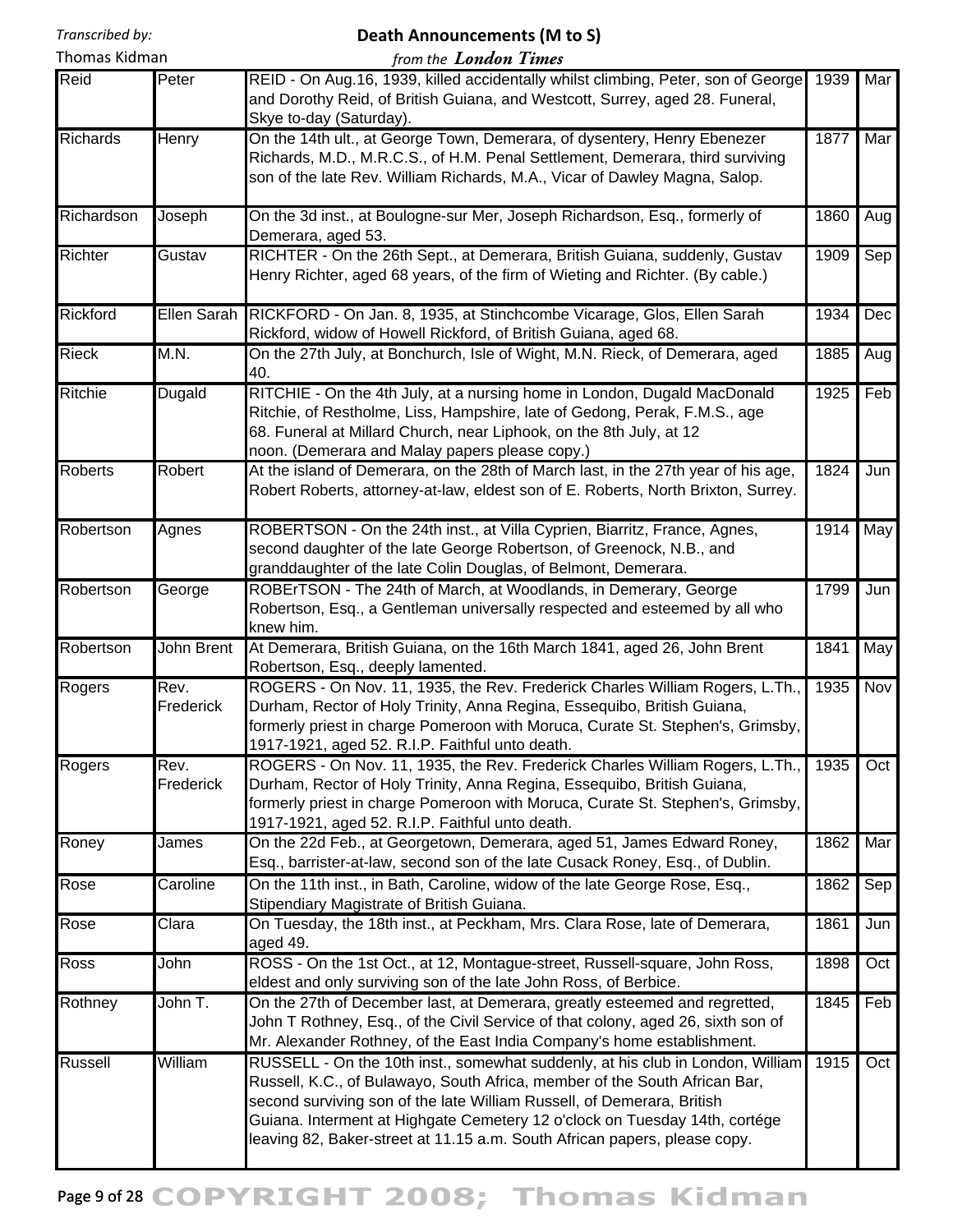# Death Announcements (M to S)

*from the **London Times***

Transcribed by: Thomas Kidman

| Surname | Given Name | Announcement | Year | Month |
|---|---|---|---|---|
| Reid | Peter | REID - On Aug.16, 1939, killed accidentally whilst climbing, Peter, son of George and Dorothy Reid, of British Guiana, and Westcott, Surrey, aged 28. Funeral, Skye to-day (Saturday). | 1939 | Mar |
| Richards | Henry | On the 14th ult., at George Town, Demerara, of dysentery, Henry Ebenezer Richards, M.D., M.R.C.S., of H.M. Penal Settlement, Demerara, third surviving son of the late Rev. William Richards, M.A., Vicar of Dawley Magna, Salop. | 1877 | Mar |
| Richardson | Joseph | On the 3d inst., at Boulogne-sur Mer, Joseph Richardson, Esq., formerly of Demerara, aged 53. | 1860 | Aug |
| Richter | Gustav | RICHTER - On the 26th Sept., at Demerara, British Guiana, suddenly, Gustav Henry Richter, aged 68 years, of the firm of Wieting and Richter. (By cable.) | 1909 | Sep |
| Rickford | Ellen Sarah | RICKFORD - On Jan. 8, 1935, at Stinchcombe Vicarage, Glos, Ellen Sarah Rickford, widow of Howell Rickford, of British Guiana, aged 68. | 1934 | Dec |
| Rieck | M.N. | On the 27th July, at Bonchurch, Isle of Wight, M.N. Rieck, of Demerara, aged 40. | 1885 | Aug |
| Ritchie | Dugald | RITCHIE - On the 4th July, at a nursing home in London, Dugald MacDonald Ritchie, of Restholme, Liss, Hampshire, late of Gedong, Perak, F.M.S., age 68. Funeral at Millard Church, near Liphook, on the 8th July, at 12 noon. (Demerara and Malay papers please copy.) | 1925 | Feb |
| Roberts | Robert | At the island of Demerara, on the 28th of March last, in the 27th year of his age, Robert Roberts, attorney-at-law, eldest son of E. Roberts, North Brixton, Surrey. | 1824 | Jun |
| Robertson | Agnes | ROBERTSON - On the 24th inst., at Villa Cyprien, Biarritz, France, Agnes, second daughter of the late George Robertson, of Greenock, N.B., and granddaughter of the late Colin Douglas, of Belmont, Demerara. | 1914 | May |
| Robertson | George | ROBErTSON - The 24th of March, at Woodlands, in Demerary, George Robertson, Esq., a Gentleman universally respected and esteemed by all who knew him. | 1799 | Jun |
| Robertson | John Brent | At Demerara, British Guiana, on the 16th March 1841, aged 26, John Brent Robertson, Esq., deeply lamented. | 1841 | May |
| Rogers | Rev. Frederick | ROGERS - On Nov. 11, 1935, the Rev. Frederick Charles William Rogers, L.Th., Durham, Rector of Holy Trinity, Anna Regina, Essequibo, British Guiana, formerly priest in charge Pomeroon with Moruca, Curate St. Stephen's, Grimsby, 1917-1921, aged 52. R.I.P. Faithful unto death. | 1935 | Nov |
| Rogers | Rev. Frederick | ROGERS - On Nov. 11, 1935, the Rev. Frederick Charles William Rogers, L.Th., Durham, Rector of Holy Trinity, Anna Regina, Essequibo, British Guiana, formerly priest in charge Pomeroon with Moruca, Curate St. Stephen's, Grimsby, 1917-1921, aged 52. R.I.P. Faithful unto death. | 1935 | Oct |
| Roney | James | On the 22d Feb., at Georgetown, Demerara, aged 51, James Edward Roney, Esq., barrister-at-law, second son of the late Cusack Roney, Esq., of Dublin. | 1862 | Mar |
| Rose | Caroline | On the 11th inst., in Bath, Caroline, widow of the late George Rose, Esq., Stipendiary Magistrate of British Guiana. | 1862 | Sep |
| Rose | Clara | On Tuesday, the 18th inst., at Peckham, Mrs. Clara Rose, late of Demerara, aged 49. | 1861 | Jun |
| Ross | John | ROSS - On the 1st Oct., at 12, Montague-street, Russell-square, John Ross, eldest and only surviving son of the late John Ross, of Berbice. | 1898 | Oct |
| Rothney | John T. | On the 27th of December last, at Demerara, greatly esteemed and regretted, John T Rothney, Esq., of the Civil Service of that colony, aged 26, sixth son of Mr. Alexander Rothney, of the East India Company's home establishment. | 1845 | Feb |
| Russell | William | RUSSELL - On the 10th inst., somewhat suddenly, at his club in London, William Russell, K.C., of Bulawayo, South Africa, member of the South African Bar, second surviving son of the late William Russell, of Demerara, British Guiana. Interment at Highgate Cemetery 12 o'clock on Tuesday 14th, cortége leaving 82, Baker-street at 11.15 a.m. South African papers, please copy. | 1915 | Oct |

COPYRIGHT 2008; Thomas Kidman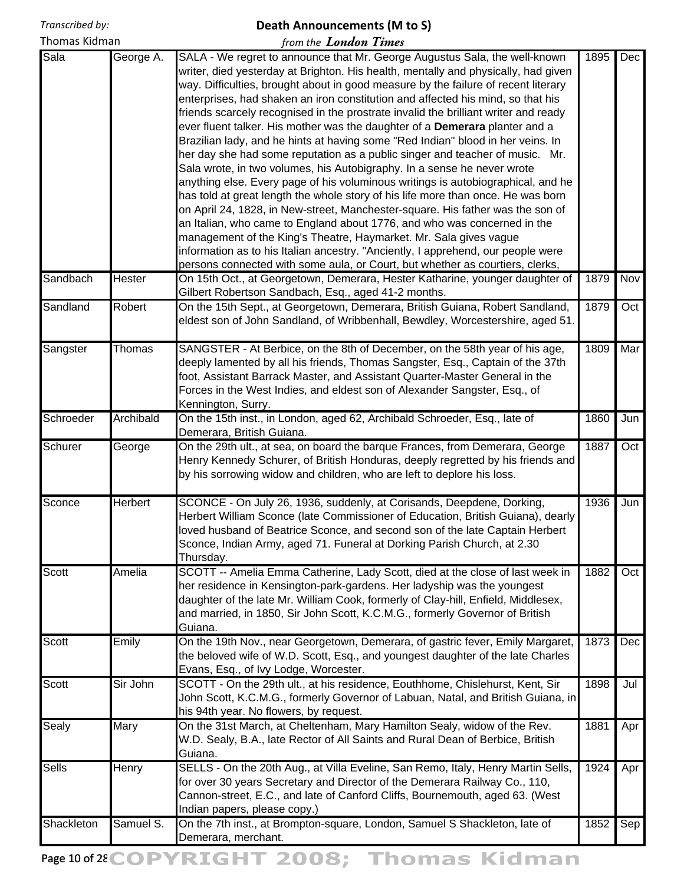| Sala | George A. | SALA - We regret to announce that Mr. George Augustus Sala, the well-known writer, died yesterday at Brighton. His health, mentally and physically, had given way. Difficulties, brought about in good measure by the failure of recent literary enterprises, had shaken an iron constitution and affected his mind, so that his friends scarcely recognised in the prostrate invalid the brilliant writer and ready ever fluent talker. His mother was the daughter of a **Demerara** planter and a Brazilian lady, and he hints at having some "Red Indian" blood in her veins. In her day she had some reputation as a public singer and teacher of music. Mr. Sala wrote, in two volumes, his Autobigraphy. In a sense he never wrote anything else. Every page of his voluminous writings is autobiographical, and he has told at great length the whole story of his life more than once. He was born on April 24, 1828, in New-street, Manchester-square. His father was the son of an Italian, who came to England about 1776, and who was concerned in the management of the King's Theatre, Haymarket. Mr. Sala gives vague information as to his Italian ancestry. "Anciently, I apprehend, our people were persons connected with some aula, or Court, but whether as courtiers, clerks, | 1895 | Dec |
|---|---|---|---|---|
| Sandbach | Hester | On 15th Oct., at Georgetown, Demerara, Hester Katharine, younger daughter of Gilbert Robertson Sandbach, Esq., aged 41-2 months. | 1879 | Nov |
| Sandland | Robert | On the 15th Sept., at Georgetown, Demerara, British Guiana, Robert Sandland, eldest son of John Sandland, of Wribbenhall, Bewdley, Worcestershire, aged 51. | 1879 | Oct |
| Sangster | Thomas | SANGSTER - At Berbice, on the 8th of December, on the 58th year of his age, deeply lamented by all his friends, Thomas Sangster, Esq., Captain of the 37th foot, Assistant Barrack Master, and Assistant Quarter-Master General in the Forces in the West Indies, and eldest son of Alexander Sangster, Esq., of Kennington, Surry. | 1809 | Mar |
| Schroeder | Archibald | On the 15th inst., in London, aged 62, Archibald Schroeder, Esq., late of Demerara, British Guiana. | 1860 | Jun |
| Schurer | George | On the 29th ult., at sea, on board the barque Frances, from Demerara, George Henry Kennedy Schurer, of British Honduras, deeply regretted by his friends and by his sorrowing widow and children, who are left to deplore his loss. | 1887 | Oct |
| Sconce | Herbert | SCONCE - On July 26, 1936, suddenly, at Corisands, Deepdene, Dorking, Herbert William Sconce (late Commissioner of Education, British Guiana), dearly loved husband of Beatrice Sconce, and second son of the late Captain Herbert Sconce, Indian Army, aged 71. Funeral at Dorking Parish Church, at 2.30 Thursday. | 1936 | Jun |
| Scott | Amelia | SCOTT -- Amelia Emma Catherine, Lady Scott, died at the close of last week in her residence in Kensington-park-gardens. Her ladyship was the youngest daughter of the late Mr. William Cook, formerly of Clay-hill, Enfield, Middlesex, and married, in 1850, Sir John Scott, K.C.M.G., formerly Governor of British Guiana. | 1882 | Oct |
| Scott | Emily | On the 19th Nov., near Georgetown, Demerara, of gastric fever, Emily Margaret, the beloved wife of W.D. Scott, Esq., and youngest daughter of the late Charles Evans, Esq., of Ivy Lodge, Worcester. | 1873 | Dec |
| Scott | Sir John | SCOTT - On the 29th ult., at his residence, Eouthhome, Chislehurst, Kent, Sir John Scott, K.C.M.G., formerly Governor of Labuan, Natal, and British Guiana, in his 94th year. No flowers, by request. | 1898 | Jul |
| Sealy | Mary | On the 31st March, at Cheltenham, Mary Hamilton Sealy, widow of the Rev. W.D. Sealy, B.A., late Rector of All Saints and Rural Dean of Berbice, British Guiana. | 1881 | Apr |
| Sells | Henry | SELLS - On the 20th Aug., at Villa Eveline, San Remo, Italy, Henry Martin Sells, for over 30 years Secretary and Director of the Demerara Railway Co., 110, Cannon-street, E.C., and late of Canford Cliffs, Bournemouth, aged 63. (West Indian papers, please copy.) | 1924 | Apr |
| Shackleton | Samuel S. | On the 7th inst., at Brompton-square, London, Samuel S Shackleton, late of Demerara, merchant. | 1852 | Sep |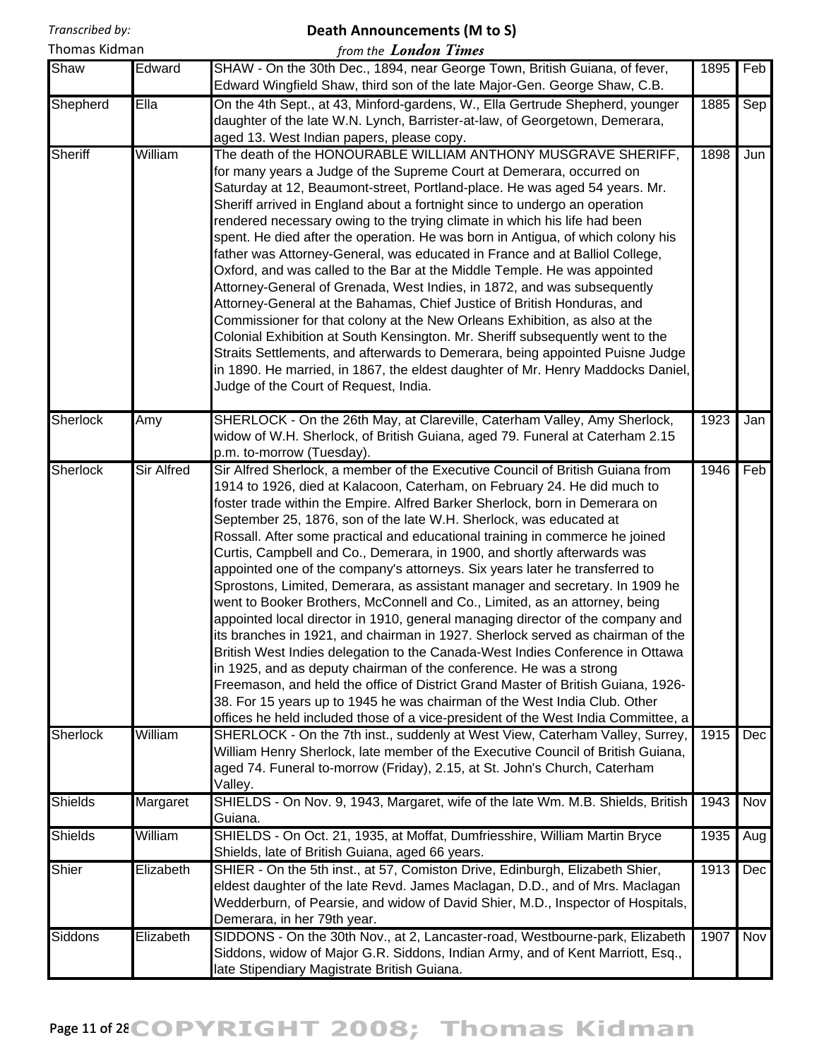# Death Announcements (M to S)

*from the **London Times***

Transcribed by: Thomas Kidman

| | | | | |
|---|---|---|---|---|
| Shaw | Edward | SHAW - On the 30th Dec., 1894, near George Town, British Guiana, of fever, Edward Wingfield Shaw, third son of the late Major-Gen. George Shaw, C.B. | 1895 | Feb |
| Shepherd | Ella | On the 4th Sept., at 43, Minford-gardens, W., Ella Gertrude Shepherd, younger daughter of the late W.N. Lynch, Barrister-at-law, of Georgetown, Demerara, aged 13. West Indian papers, please copy. | 1885 | Sep |
| Sheriff | William | The death of the HONOURABLE WILLIAM ANTHONY MUSGRAVE SHERIFF, for many years a Judge of the Supreme Court at Demerara, occurred on Saturday at 12, Beaumont-street, Portland-place. He was aged 54 years. Mr. Sheriff arrived in England about a fortnight since to undergo an operation rendered necessary owing to the trying climate in which his life had been spent. He died after the operation. He was born in Antigua, of which colony his father was Attorney-General, was educated in France and at Balliol College, Oxford, and was called to the Bar at the Middle Temple. He was appointed Attorney-General of Grenada, West Indies, in 1872, and was subsequently Attorney-General at the Bahamas, Chief Justice of British Honduras, and Commissioner for that colony at the New Orleans Exhibition, as also at the Colonial Exhibition at South Kensington. Mr. Sheriff subsequently went to the Straits Settlements, and afterwards to Demerara, being appointed Puisne Judge in 1890. He married, in 1867, the eldest daughter of Mr. Henry Maddocks Daniel, Judge of the Court of Request, India. | 1898 | Jun |
| Sherlock | Amy | SHERLOCK - On the 26th May, at Clareville, Caterham Valley, Amy Sherlock, widow of W.H. Sherlock, of British Guiana, aged 79. Funeral at Caterham 2.15 p.m. to-morrow (Tuesday). | 1923 | Jan |
| Sherlock | Sir Alfred | Sir Alfred Sherlock, a member of the Executive Council of British Guiana from 1914 to 1926, died at Kalacoon, Caterham, on February 24. He did much to foster trade within the Empire. Alfred Barker Sherlock, born in Demerara on September 25, 1876, son of the late W.H. Sherlock, was educated at Rossall. After some practical and educational training in commerce he joined Curtis, Campbell and Co., Demerara, in 1900, and shortly afterwards was appointed one of the company's attorneys. Six years later he transferred to Sprostons, Limited, Demerara, as assistant manager and secretary. In 1909 he went to Booker Brothers, McConnell and Co., Limited, as an attorney, being appointed local director in 1910, general managing director of the company and its branches in 1921, and chairman in 1927. Sherlock served as chairman of the British West Indies delegation to the Canada-West Indies Conference in Ottawa in 1925, and as deputy chairman of the conference. He was a strong Freemason, and held the office of District Grand Master of British Guiana, 1926-38. For 15 years up to 1945 he was chairman of the West India Club. Other offices he held included those of a vice-president of the West India Committee, a | 1946 | Feb |
| Sherlock | William | SHERLOCK - On the 7th inst., suddenly at West View, Caterham Valley, Surrey, William Henry Sherlock, late member of the Executive Council of British Guiana, aged 74. Funeral to-morrow (Friday), 2.15, at St. John's Church, Caterham Valley. | 1915 | Dec |
| Shields | Margaret | SHIELDS - On Nov. 9, 1943, Margaret, wife of the late Wm. M.B. Shields, British Guiana. | 1943 | Nov |
| Shields | William | SHIELDS - On Oct. 21, 1935, at Moffat, Dumfriesshire, William Martin Bryce Shields, late of British Guiana, aged 66 years. | 1935 | Aug |
| Shier | Elizabeth | SHIER - On the 5th inst., at 57, Comiston Drive, Edinburgh, Elizabeth Shier, eldest daughter of the late Revd. James Maclagan, D.D., and of Mrs. Maclagan Wedderburn, of Pearsie, and widow of David Shier, M.D., Inspector of Hospitals, Demerara, in her 79th year. | 1913 | Dec |
| Siddons | Elizabeth | SIDDONS - On the 30th Nov., at 2, Lancaster-road, Westbourne-park, Elizabeth Siddons, widow of Major G.R. Siddons, Indian Army, and of Kent Marriott, Esq., late Stipendiary Magistrate British Guiana. | 1907 | Nov |

COPYRIGHT 2008; Thomas Kidman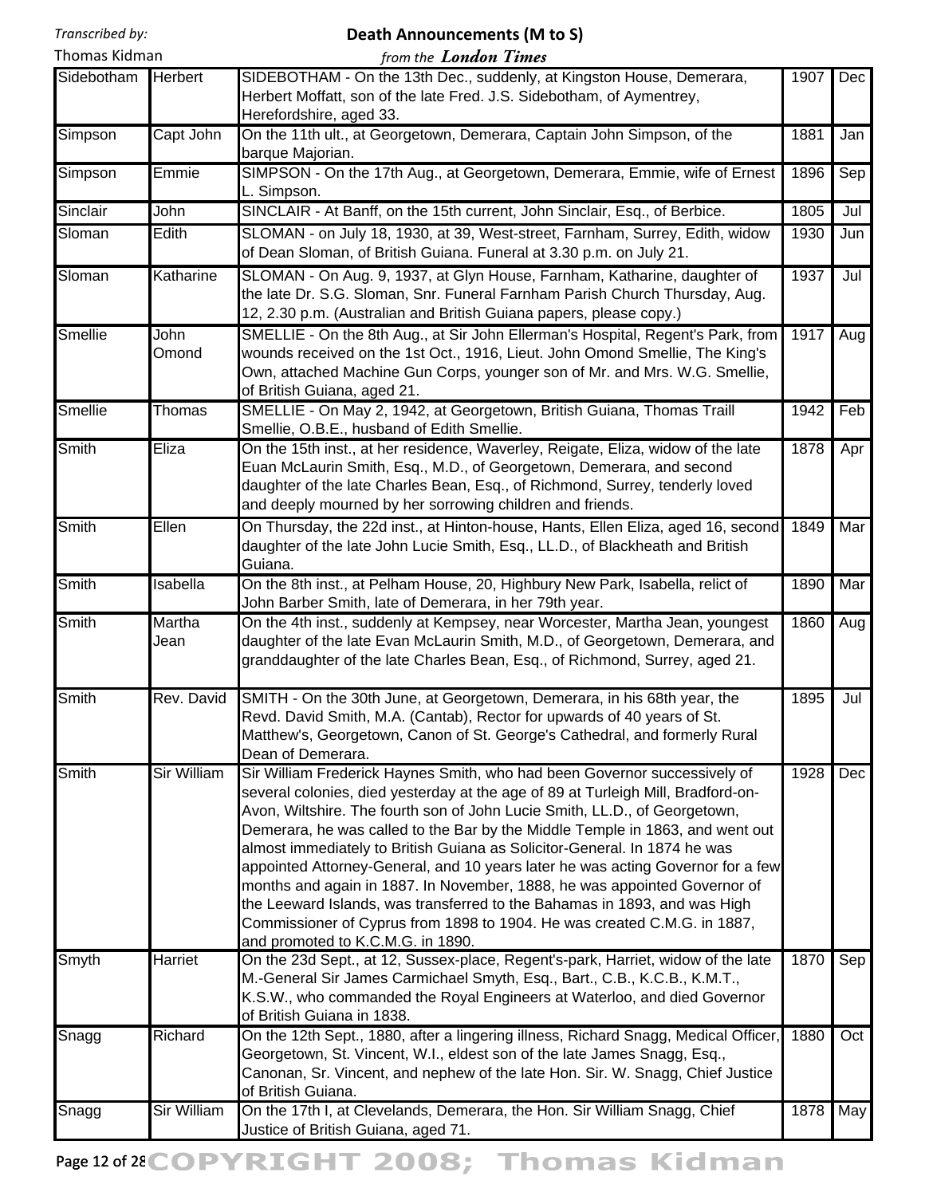Transcribed by:
Thomas Kidman

# Death Announcements (M to S)

*from the **London Times***

| | | | | |
|---|---|---|---|---|
| Sidebotham | Herbert | SIDEBOTHAM - On the 13th Dec., suddenly, at Kingston House, Demerara, Herbert Moffatt, son of the late Fred. J.S. Sidebotham, of Aymentrey, Herefordshire, aged 33. | 1907 | Dec |
| Simpson | Capt John | On the 11th ult., at Georgetown, Demerara, Captain John Simpson, of the barque Majorian. | 1881 | Jan |
| Simpson | Emmie | SIMPSON - On the 17th Aug., at Georgetown, Demerara, Emmie, wife of Ernest L. Simpson. | 1896 | Sep |
| Sinclair | John | SINCLAIR - At Banff, on the 15th current, John Sinclair, Esq., of Berbice. | 1805 | Jul |
| Sloman | Edith | SLOMAN - on July 18, 1930, at 39, West-street, Farnham, Surrey, Edith, widow of Dean Sloman, of British Guiana. Funeral at 3.30 p.m. on July 21. | 1930 | Jun |
| Sloman | Katharine | SLOMAN - On Aug. 9, 1937, at Glyn House, Farnham, Katharine, daughter of the late Dr. S.G. Sloman, Snr. Funeral Farnham Parish Church Thursday, Aug. 12, 2.30 p.m. (Australian and British Guiana papers, please copy.) | 1937 | Jul |
| Smellie | John Omond | SMELLIE - On the 8th Aug., at Sir John Ellerman's Hospital, Regent's Park, from wounds received on the 1st Oct., 1916, Lieut. John Omond Smellie, The King's Own, attached Machine Gun Corps, younger son of Mr. and Mrs. W.G. Smellie, of British Guiana, aged 21. | 1917 | Aug |
| Smellie | Thomas | SMELLIE - On May 2, 1942, at Georgetown, British Guiana, Thomas Traill Smellie, O.B.E., husband of Edith Smellie. | 1942 | Feb |
| Smith | Eliza | On the 15th inst., at her residence, Waverley, Reigate, Eliza, widow of the late Euan McLaurin Smith, Esq., M.D., of Georgetown, Demerara, and second daughter of the late Charles Bean, Esq., of Richmond, Surrey, tenderly loved and deeply mourned by her sorrowing children and friends. | 1878 | Apr |
| Smith | Ellen | On Thursday, the 22d inst., at Hinton-house, Hants, Ellen Eliza, aged 16, second daughter of the late John Lucie Smith, Esq., LL.D., of Blackheath and British Guiana. | 1849 | Mar |
| Smith | Isabella | On the 8th inst., at Pelham House, 20, Highbury New Park, Isabella, relict of John Barber Smith, late of Demerara, in her 79th year. | 1890 | Mar |
| Smith | Martha Jean | On the 4th inst., suddenly at Kempsey, near Worcester, Martha Jean, youngest daughter of the late Evan McLaurin Smith, M.D., of Georgetown, Demerara, and granddaughter of the late Charles Bean, Esq., of Richmond, Surrey, aged 21. | 1860 | Aug |
| Smith | Rev. David | SMITH - On the 30th June, at Georgetown, Demerara, in his 68th year, the Revd. David Smith, M.A. (Cantab), Rector for upwards of 40 years of St. Matthew's, Georgetown, Canon of St. George's Cathedral, and formerly Rural Dean of Demerara. | 1895 | Jul |
| Smith | Sir William | Sir William Frederick Haynes Smith, who had been Governor successively of several colonies, died yesterday at the age of 89 at Turleigh Mill, Bradford-on-Avon, Wiltshire. The fourth son of John Lucie Smith, LL.D., of Georgetown, Demerara, he was called to the Bar by the Middle Temple in 1863, and went out almost immediately to British Guiana as Solicitor-General. In 1874 he was appointed Attorney-General, and 10 years later he was acting Governor for a few months and again in 1887. In November, 1888, he was appointed Governor of the Leeward Islands, was transferred to the Bahamas in 1893, and was High Commissioner of Cyprus from 1898 to 1904. He was created C.M.G. in 1887, and promoted to K.C.M.G. in 1890. | 1928 | Dec |
| Smyth | Harriet | On the 23d Sept., at 12, Sussex-place, Regent's-park, Harriet, widow of the late M.-General Sir James Carmichael Smyth, Esq., Bart., C.B., K.C.B., K.M.T., K.S.W., who commanded the Royal Engineers at Waterloo, and died Governor of British Guiana in 1838. | 1870 | Sep |
| Snagg | Richard | On the 12th Sept., 1880, after a lingering illness, Richard Snagg, Medical Officer, Georgetown, St. Vincent, W.I., eldest son of the late James Snagg, Esq., Canonan, Sr. Vincent, and nephew of the late Hon. Sir. W. Snagg, Chief Justice of British Guiana. | 1880 | Oct |
| Snagg | Sir William | On the 17th I, at Clevelands, Demerara, the Hon. Sir William Snagg, Chief Justice of British Guiana, aged 71. | 1878 | May |

COPYRIGHT 2008; Thomas Kidman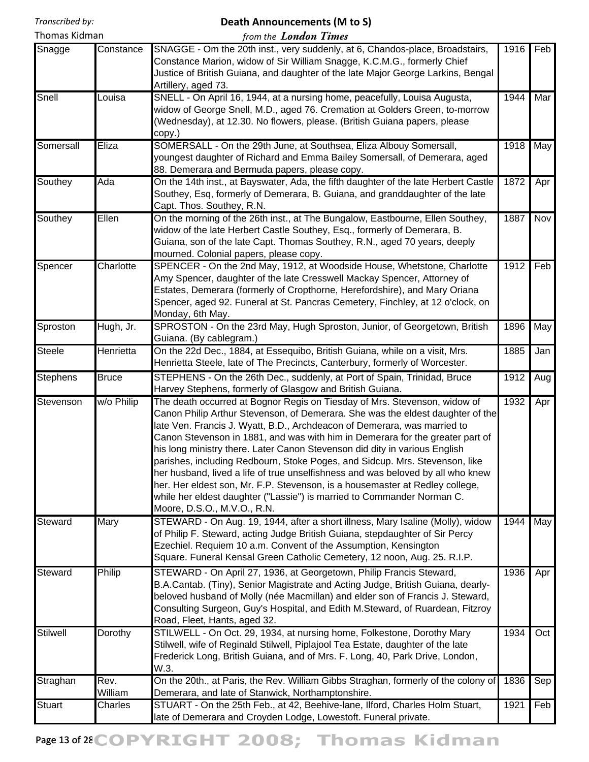# Death Announcements (M to S)

*from the* ***London Times***

Transcribed by: Thomas Kidman

| | | | | |
|---|---|---|---|---|
| Snagge | Constance | SNAGGE - Om the 20th inst., very suddenly, at 6, Chandos-place, Broadstairs, Constance Marion, widow of Sir William Snagge, K.C.M.G., formerly Chief Justice of British Guiana, and daughter of the late Major George Larkins, Bengal Artillery, aged 73. | 1916 | Feb |
| Snell | Louisa | SNELL - On April 16, 1944, at a nursing home, peacefully, Louisa Augusta, widow of George Snell, M.D., aged 76. Cremation at Golders Green, to-morrow (Wednesday), at 12.30. No flowers, please. (British Guiana papers, please copy.) | 1944 | Mar |
| Somersall | Eliza | SOMERSALL - On the 29th June, at Southsea, Eliza Albouy Somersall, youngest daughter of Richard and Emma Bailey Somersall, of Demerara, aged 88. Demerara and Bermuda papers, please copy. | 1918 | May |
| Southey | Ada | On the 14th inst., at Bayswater, Ada, the fifth daughter of the late Herbert Castle Southey, Esq, formerly of Demerara, B. Guiana, and granddaughter of the late Capt. Thos. Southey, R.N. | 1872 | Apr |
| Southey | Ellen | On the morning of the 26th inst., at The Bungalow, Eastbourne, Ellen Southey, widow of the late Herbert Castle Southey, Esq., formerly of Demerara, B. Guiana, son of the late Capt. Thomas Southey, R.N., aged 70 years, deeply mourned. Colonial papers, please copy. | 1887 | Nov |
| Spencer | Charlotte | SPENCER - On the 2nd May, 1912, at Woodside House, Whetstone, Charlotte Amy Spencer, daughter of the late Cresswell Mackay Spencer, Attorney of Estates, Demerara (formerly of Cropthorne, Herefordshire), and Mary Oriana Spencer, aged 92. Funeral at St. Pancras Cemetery, Finchley, at 12 o'clock, on Monday, 6th May. | 1912 | Feb |
| Sproston | Hugh, Jr. | SPROSTON - On the 23rd May, Hugh Sproston, Junior, of Georgetown, British Guiana. (By cablegram.) | 1896 | May |
| Steele | Henrietta | On the 22d Dec., 1884, at Essequibo, British Guiana, while on a visit, Mrs. Henrietta Steele, late of The Precincts, Canterbury, formerly of Worcester. | 1885 | Jan |
| Stephens | Bruce | STEPHENS - On the 26th Dec., suddenly, at Port of Spain, Trinidad, Bruce Harvey Stephens, formerly of Glasgow and British Guiana. | 1912 | Aug |
| Stevenson | w/o Philip | The death occurred at Bognor Regis on Tiesday of Mrs. Stevenson, widow of Canon Philip Arthur Stevenson, of Demerara. She was the eldest daughter of the late Ven. Francis J. Wyatt, B.D., Archdeacon of Demerara, was married to Canon Stevenson in 1881, and was with him in Demerara for the greater part of his long ministry there. Later Canon Stevenson did dity in various English parishes, including Redbourn, Stoke Poges, and Sidcup. Mrs. Stevenson, like her husband, lived a life of true unselfishness and was beloved by all who knew her. Her eldest son, Mr. F.P. Stevenson, is a housemaster at Redley college, while her eldest daughter ("Lassie") is married to Commander Norman C. Moore, D.S.O., M.V.O., R.N. | 1932 | Apr |
| Steward | Mary | STEWARD - On Aug. 19, 1944, after a short illness, Mary Isaline (Molly), widow of Philip F. Steward, acting Judge British Guiana, stepdaughter of Sir Percy Ezechiel. Requiem 10 a.m. Convent of the Assumption, Kensington Square. Funeral Kensal Green Catholic Cemetery, 12 noon, Aug. 25. R.I.P. | 1944 | May |
| Steward | Philip | STEWARD - On April 27, 1936, at Georgetown, Philip Francis Steward, B.A.Cantab. (Tiny), Senior Magistrate and Acting Judge, British Guiana, dearly-beloved husband of Molly (née Macmillan) and elder son of Francis J. Steward, Consulting Surgeon, Guy's Hospital, and Edith M.Steward, of Ruardean, Fitzroy Road, Fleet, Hants, aged 32. | 1936 | Apr |
| Stilwell | Dorothy | STILWELL - On Oct. 29, 1934, at nursing home, Folkestone, Dorothy Mary Stilwell, wife of Reginald Stilwell, Piplajool Tea Estate, daughter of the late Frederick Long, British Guiana, and of Mrs. F. Long, 40, Park Drive, London, W.3. | 1934 | Oct |
| Straghan | Rev. William | On the 20th., at Paris, the Rev. William Gibbs Straghan, formerly of the colony of Demerara, and late of Stanwick, Northamptonshire. | 1836 | Sep |
| Stuart | Charles | STUART - On the 25th Feb., at 42, Beehive-lane, Ilford, Charles Holm Stuart, late of Demerara and Croyden Lodge, Lowestoft. Funeral private. | 1921 | Feb |

COPYRIGHT 2008; Thomas Kidman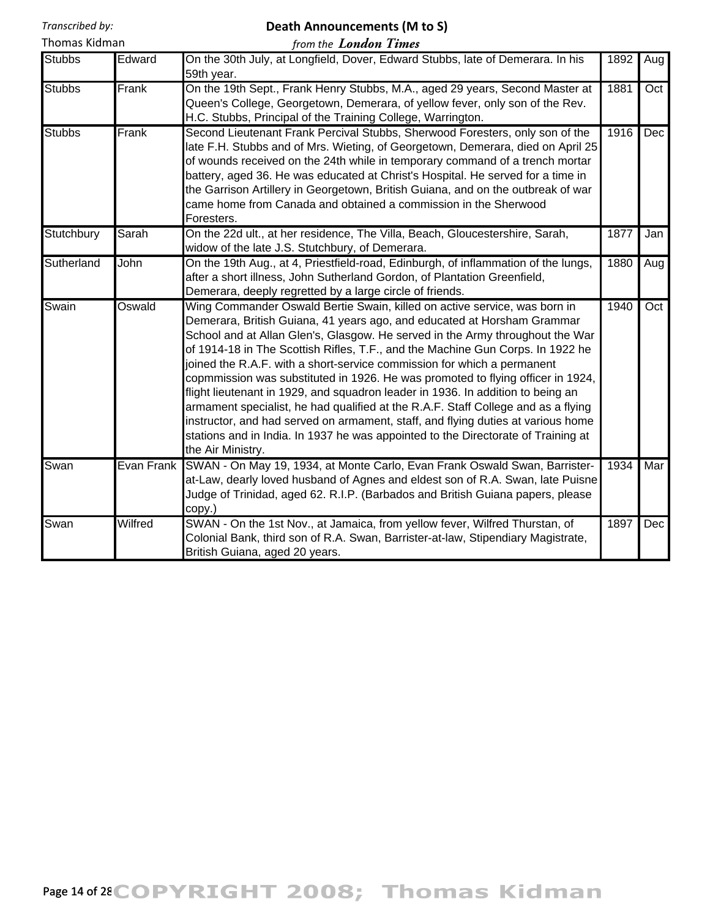Transcribed by:
Thomas Kidman

# Death Announcements (M to S)
*from the* ***London Times***

| | | | | |
|---|---|---|---|---|
| Stubbs | Edward | On the 30th July, at Longfield, Dover, Edward Stubbs, late of Demerara. In his 59th year. | 1892 | Aug |
| Stubbs | Frank | On the 19th Sept., Frank Henry Stubbs, M.A., aged 29 years, Second Master at Queen's College, Georgetown, Demerara, of yellow fever, only son of the Rev. H.C. Stubbs, Principal of the Training College, Warrington. | 1881 | Oct |
| Stubbs | Frank | Second Lieutenant Frank Percival Stubbs, Sherwood Foresters, only son of the late F.H. Stubbs and of Mrs. Wieting, of Georgetown, Demerara, died on April 25 of wounds received on the 24th while in temporary command of a trench mortar battery, aged 36. He was educated at Christ's Hospital. He served for a time in the Garrison Artillery in Georgetown, British Guiana, and on the outbreak of war came home from Canada and obtained a commission in the Sherwood Foresters. | 1916 | Dec |
| Stutchbury | Sarah | On the 22d ult., at her residence, The Villa, Beach, Gloucestershire, Sarah, widow of the late J.S. Stutchbury, of Demerara. | 1877 | Jan |
| Sutherland | John | On the 19th Aug., at 4, Priestfield-road, Edinburgh, of inflammation of the lungs, after a short illness, John Sutherland Gordon, of Plantation Greenfield, Demerara, deeply regretted by a large circle of friends. | 1880 | Aug |
| Swain | Oswald | Wing Commander Oswald Bertie Swain, killed on active service, was born in Demerara, British Guiana, 41 years ago, and educated at Horsham Grammar School and at Allan Glen's, Glasgow. He served in the Army throughout the War of 1914-18 in The Scottish Rifles, T.F., and the Machine Gun Corps. In 1922 he joined the R.A.F. with a short-service commission for which a permanent copmmission was substituted in 1926. He was promoted to flying officer in 1924, flight lieutenant in 1929, and squadron leader in 1936. In addition to being an armament specialist, he had qualified at the R.A.F. Staff College and as a flying instructor, and had served on armament, staff, and flying duties at various home stations and in India. In 1937 he was appointed to the Directorate of Training at the Air Ministry. | 1940 | Oct |
| Swan | Evan Frank | SWAN - On May 19, 1934, at Monte Carlo, Evan Frank Oswald Swan, Barrister-at-Law, dearly loved husband of Agnes and eldest son of R.A. Swan, late Puisne Judge of Trinidad, aged 62. R.I.P. (Barbados and British Guiana papers, please copy.) | 1934 | Mar |
| Swan | Wilfred | SWAN - On the 1st Nov., at Jamaica, from yellow fever, Wilfred Thurstan, of Colonial Bank, third son of R.A. Swan, Barrister-at-law, Stipendiary Magistrate, British Guiana, aged 20 years. | 1897 | Dec |

COPYRIGHT 2008; Thomas Kidman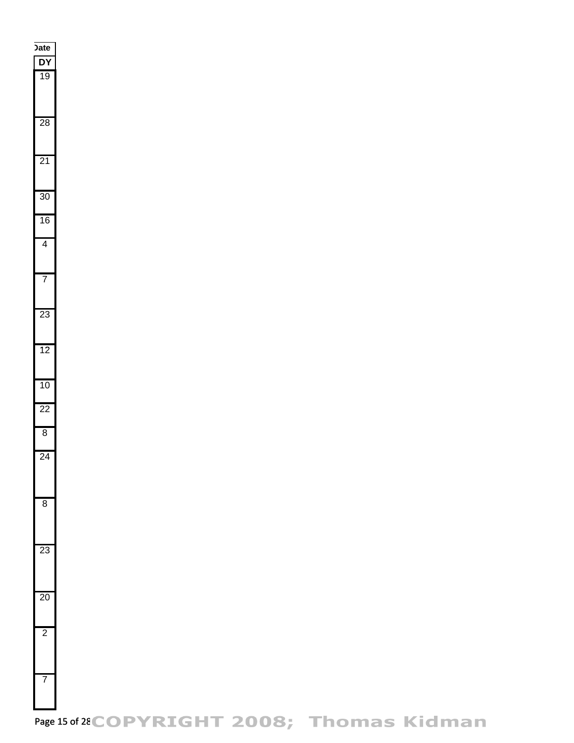| Date |
| --- |
| DY |
| 19 |
| 28 |
| 21 |
| 30 |
| 16 |
| 4 |
| 7 |
| 23 |
| 12 |
| 10 |
| 22 |
| 8 |
| 24 |
| 8 |
| 23 |
| 20 |
| 2 |
| 7 |

COPYRIGHT 2008; Thomas Kidman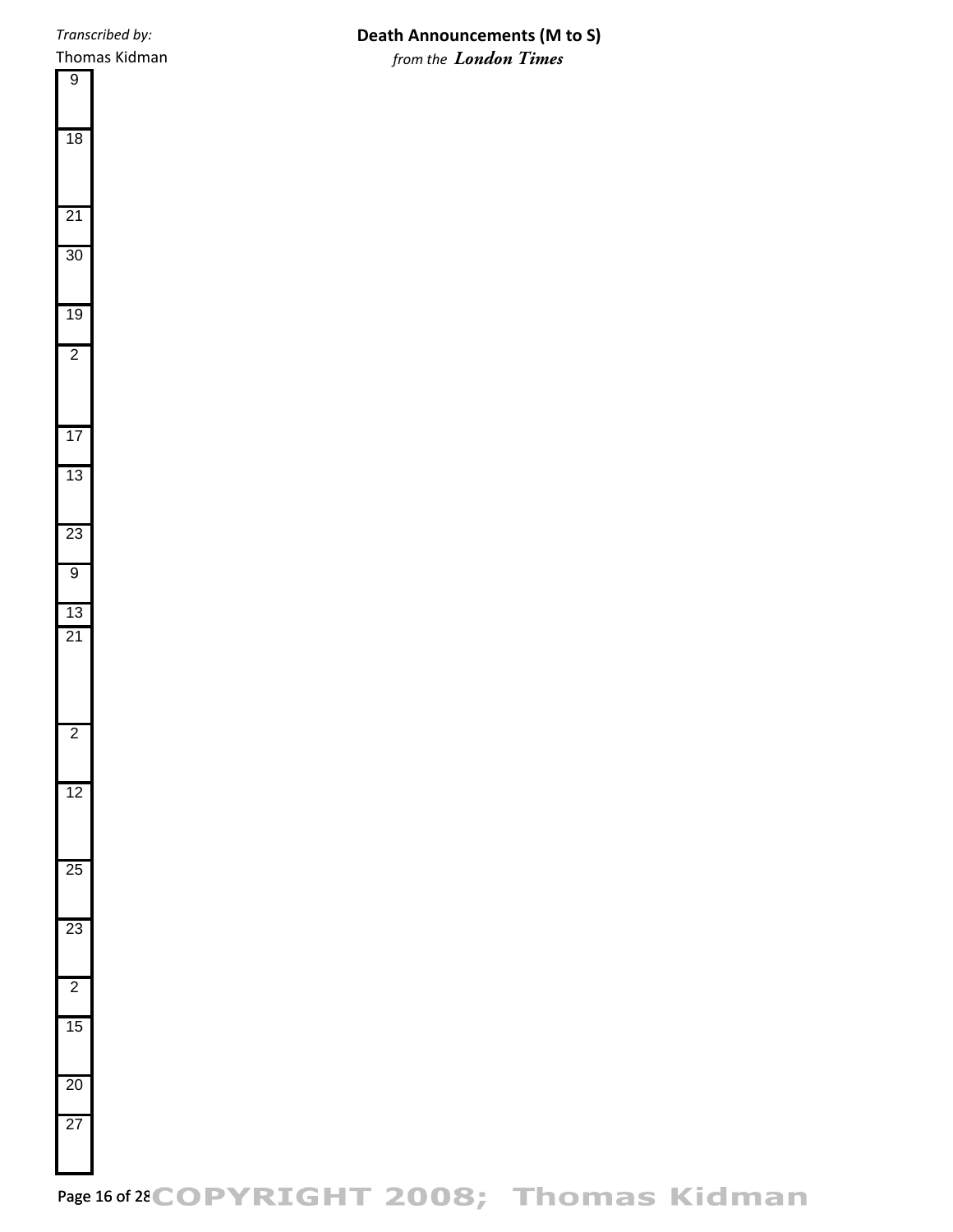| |
|---|
| 9 |
| 18 |
| 21 |
| 30 |
| 19 |
| 2 |
| 17 |
| 13 |
| 23 |
| 9 |
| 13 |
| 21 |
| 2 |
| 12 |
| 25 |
| 23 |
| 2 |
| 15 |
| 20 |
| 27 |

COPYRIGHT 2008; Thomas Kidman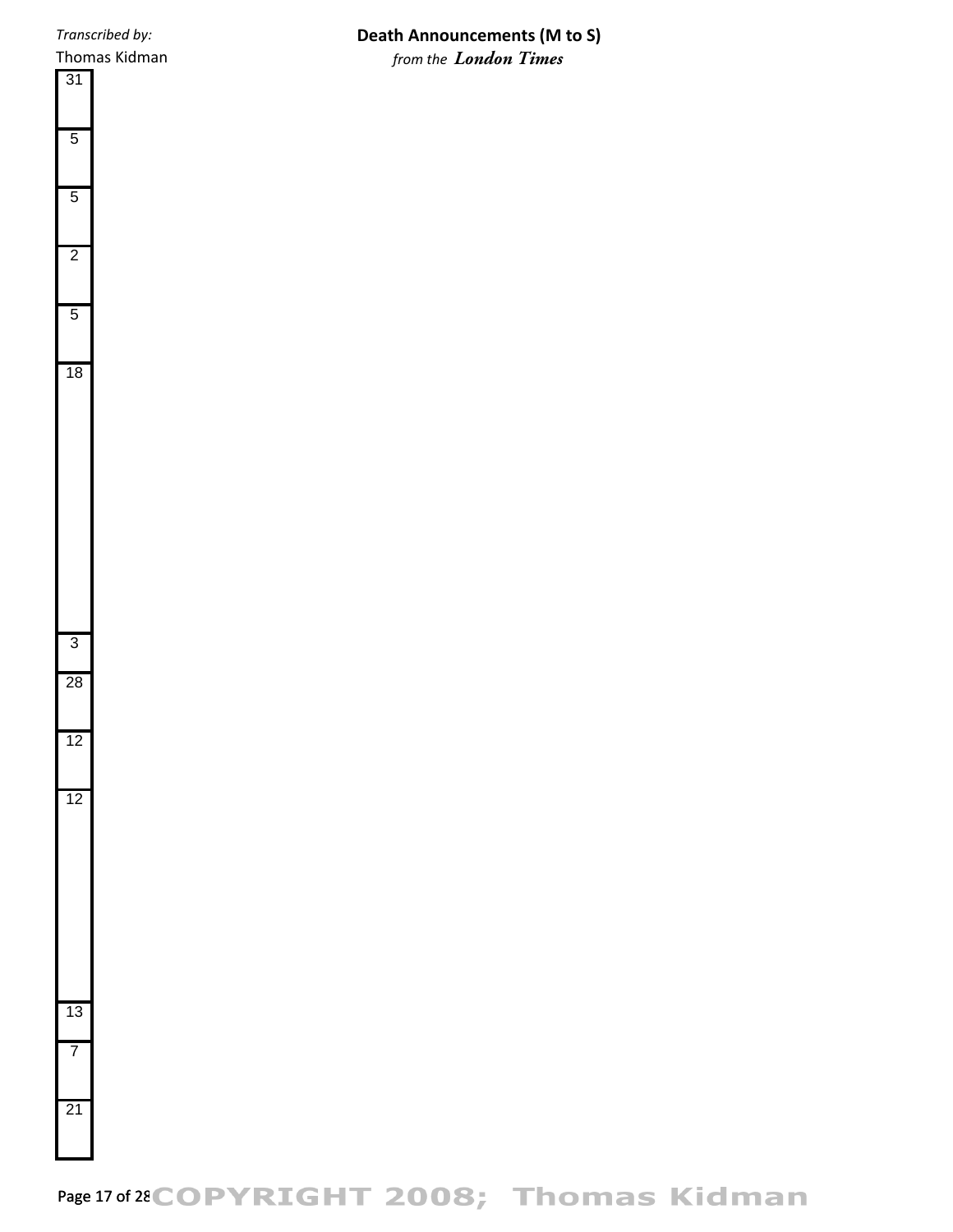| |
|---|
| 31 |
| 5 |
| 5 |
| 2 |
| 5 |
| 18 |
| 3 |
| 28 |
| 12 |
| 12 |
| 13 |
| 7 |
| 21 |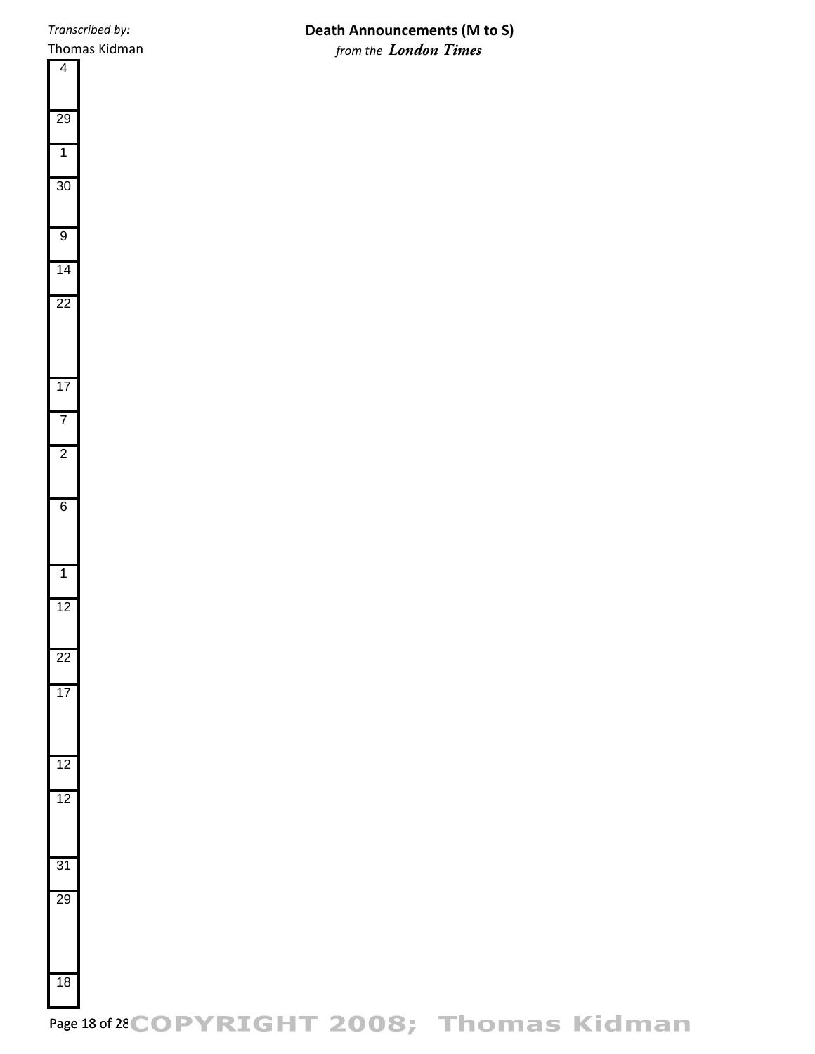*Transcribed by:*
Thomas Kidman

**Death Announcements (M to S)**
*from the* ***London Times***

| |
|---|
| 4 |
| 29 |
| 1 |
| 30 |
| 9 |
| 14 |
| 22 |
| 17 |
| 7 |
| 2 |
| 6 |
| 1 |
| 12 |
| 22 |
| 17 |
| 12 |
| 12 |
| 31 |
| 29 |
| 18 |

COPYRIGHT 2008; Thomas Kidman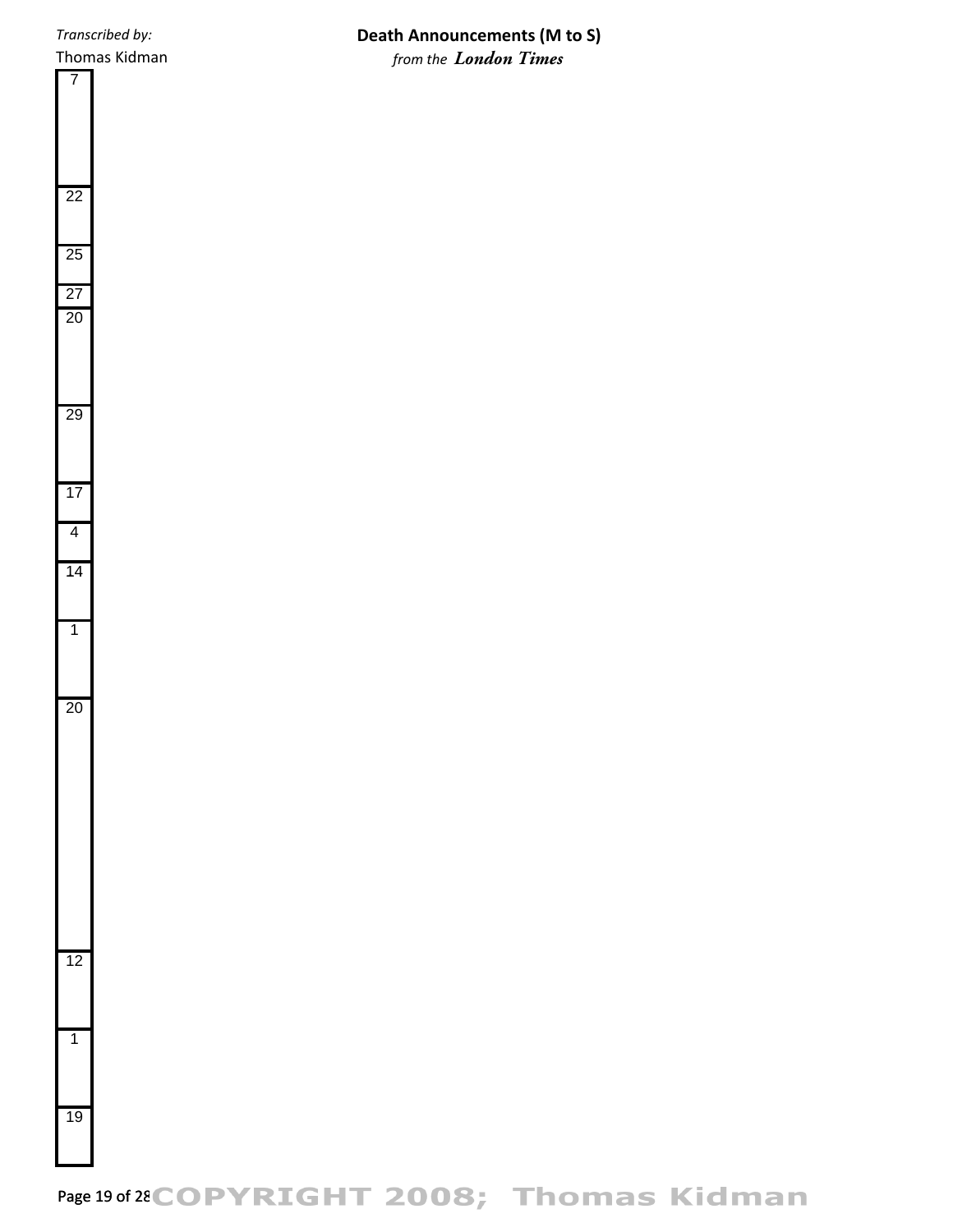| |
|---|
| 7 |
| 22 |
| 25 |
| 27 |
| 20 |
| 29 |
| 17 |
| 4 |
| 14 |
| 1 |
| 20 |
| 12 |
| 1 |
| 19 |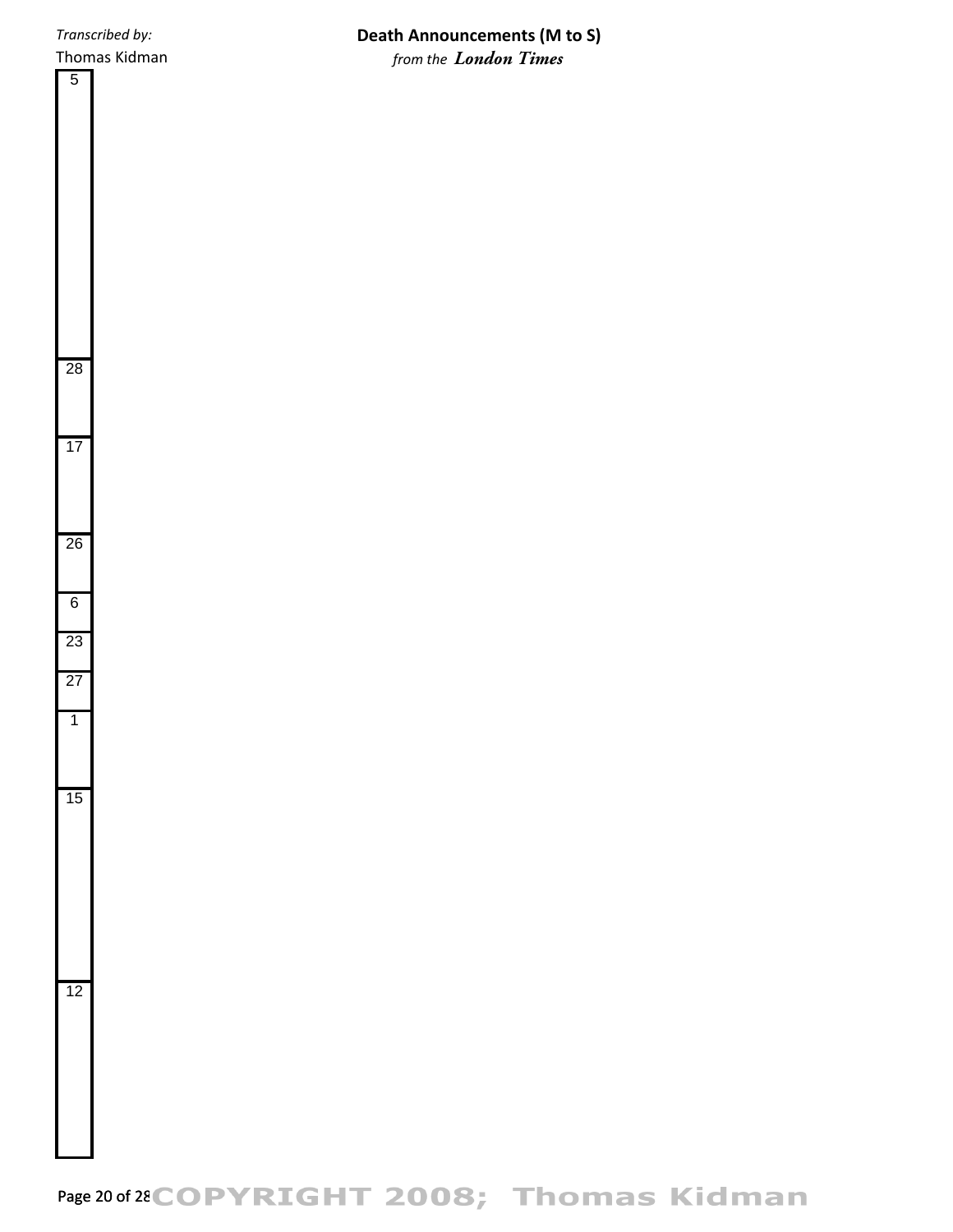| |
|---|
| 5 |
| 28 |
| 17 |
| 26 |
| 6 |
| 23 |
| 27 |
| 1 |
| 15 |
| 12 |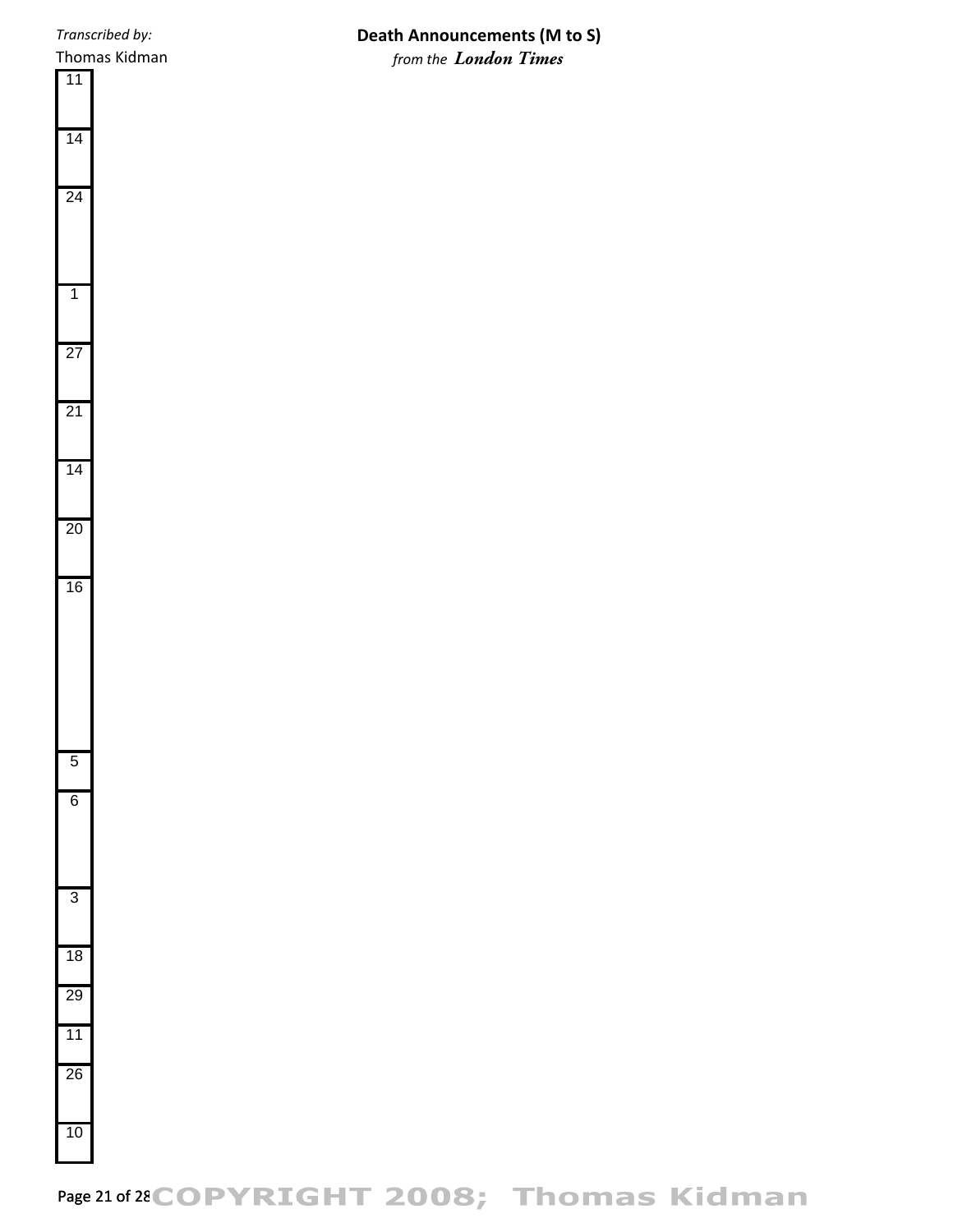11

14

24

1

27

21

14

20

16

5

6

3

18

29

11

26

10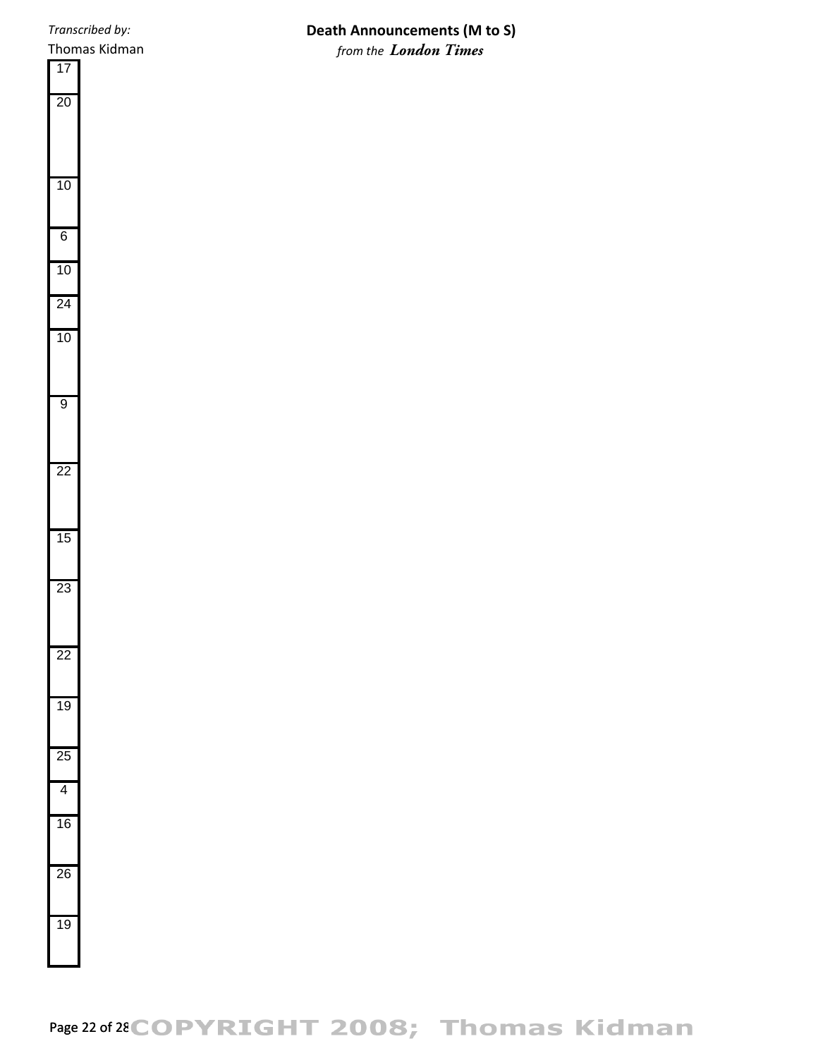| |
|---|
| 17 |
| 20 |
| 10 |
| 6 |
| 10 |
| 24 |
| 10 |
| 9 |
| 22 |
| 15 |
| 23 |
| 22 |
| 19 |
| 25 |
| 4 |
| 16 |
| 26 |
| 19 |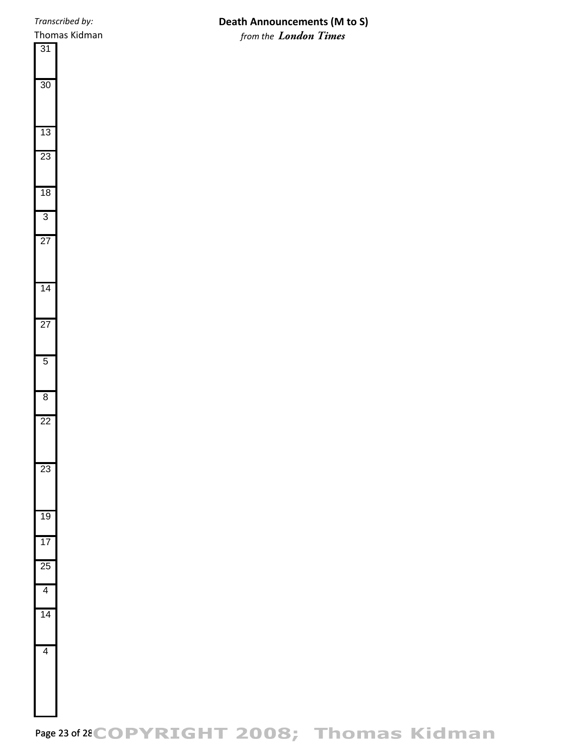*Transcribed by:*
Thomas Kidman

**Death Announcements (M to S)**
*from the* ***London Times***

| |
|---|
| 31 |
| 30 |
| 13 |
| 23 |
| 18 |
| 3 |
| 27 |
| 14 |
| 27 |
| 5 |
| 8 |
| 22 |
| 23 |
| 19 |
| 17 |
| 25 |
| 4 |
| 14 |
| 4 |

COPYRIGHT 2008; Thomas Kidman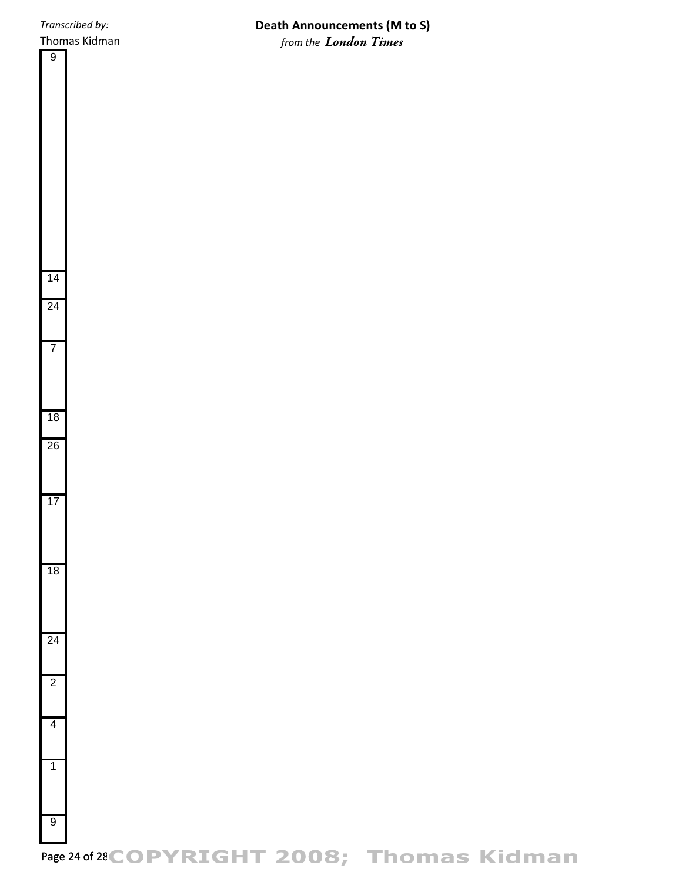| |
|---|
| 9 |
| 14 |
| 24 |
| 7 |
| 18 |
| 26 |
| 17 |
| 18 |
| 24 |
| 2 |
| 4 |
| 1 |
| 9 |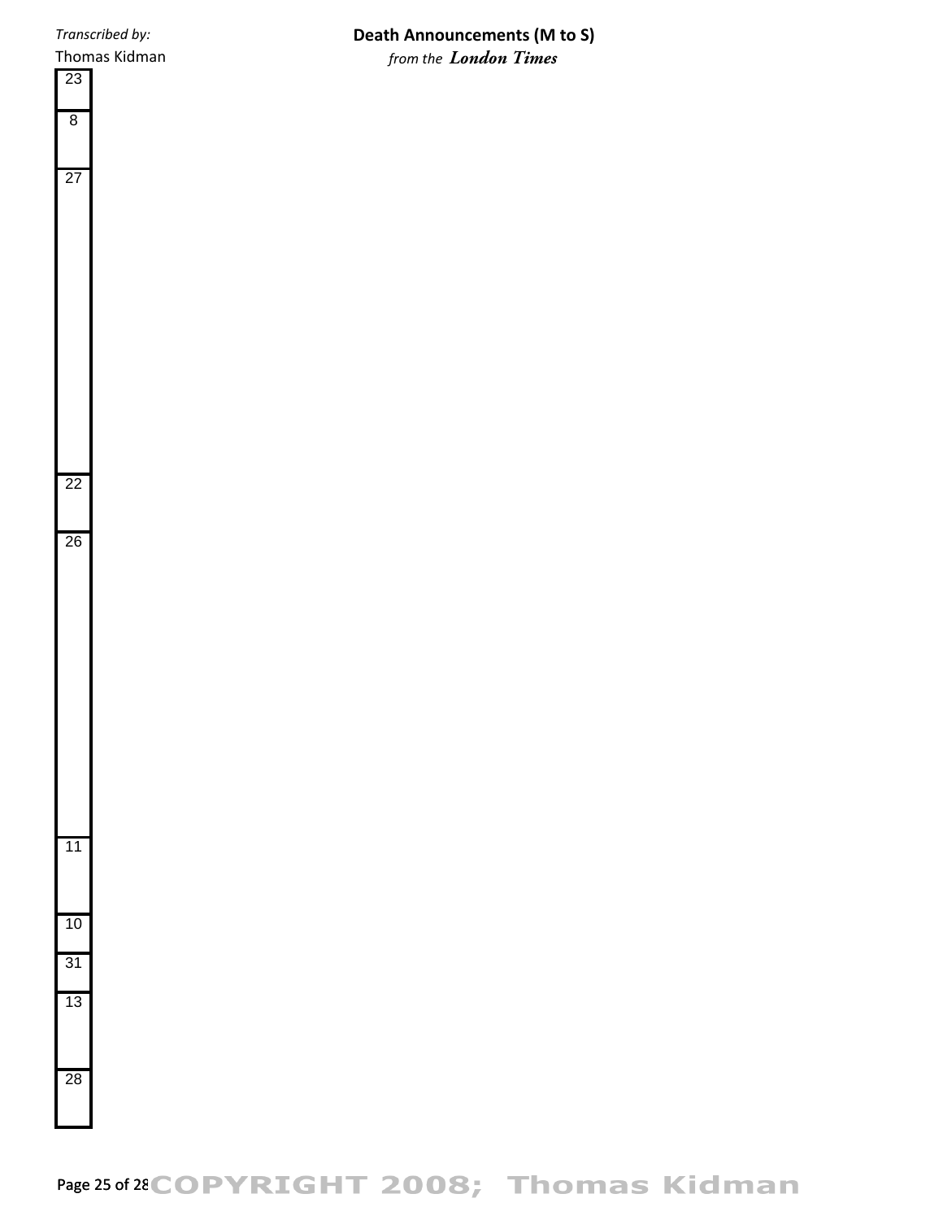| |
|---|
| 23 |
| 8 |
| 27 |
| 22 |
| 26 |
| 11 |
| 10 |
| 31 |
| 13 |
| 28 |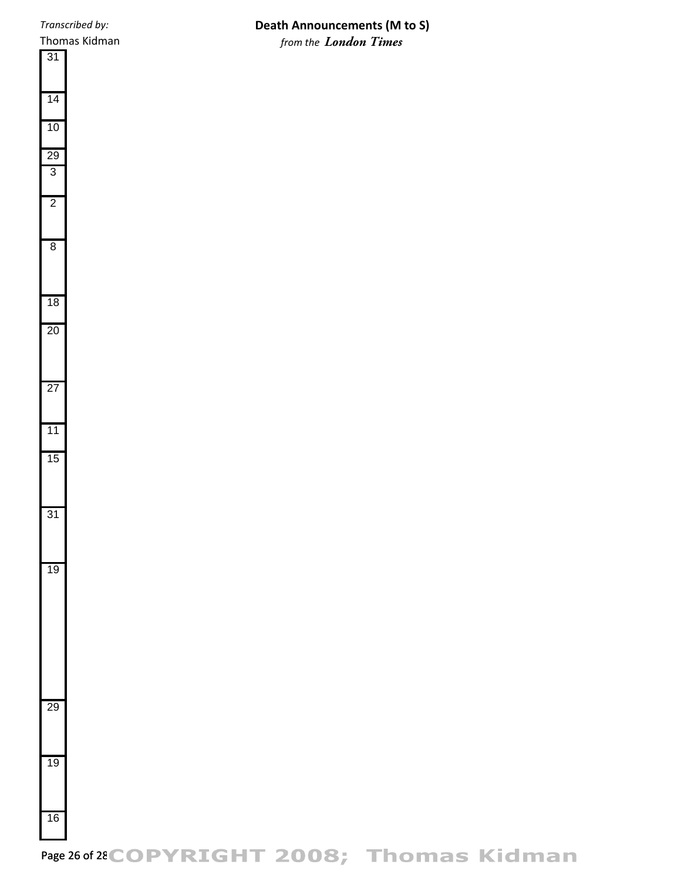| |
|---|
| 31 |
| 14 |
| 10 |
| 29 |
| 3 |
| 2 |
| 8 |
| 18 |
| 20 |
| 27 |
| 11 |
| 15 |
| 31 |
| 19 |
| 29 |
| 19 |
| 16 |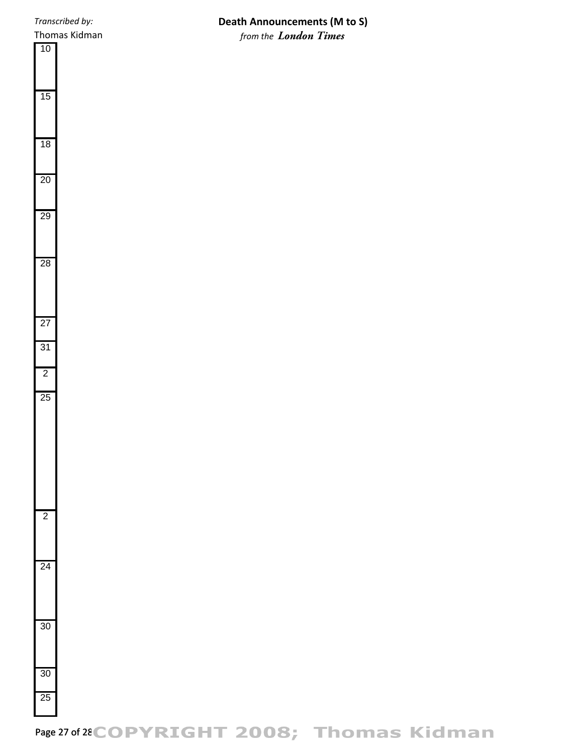*Transcribed by:*
Thomas Kidman

**Death Announcements (M to S)**
*from the* ***London Times***

| |
|---|
| 10 |
| 15 |
| 18 |
| 20 |
| 29 |
| 28 |
| 27 |
| 31 |
| 2 |
| 25 |
| 2 |
| 24 |
| 30 |
| 30 |
| 25 |

COPYRIGHT 2008; Thomas Kidman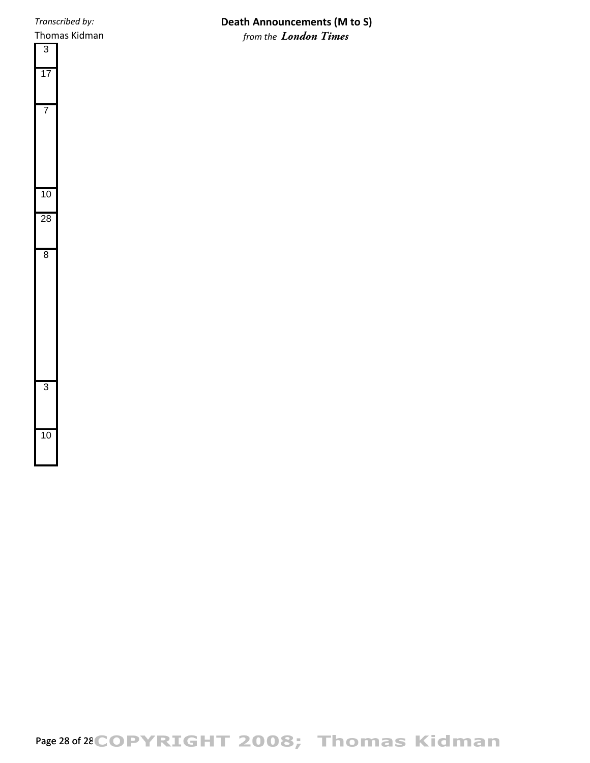| |
|---|
| 3 |
| 17 |
| 7 |
| 10 |
| 28 |
| 8 |
| 3 |
| 10 |